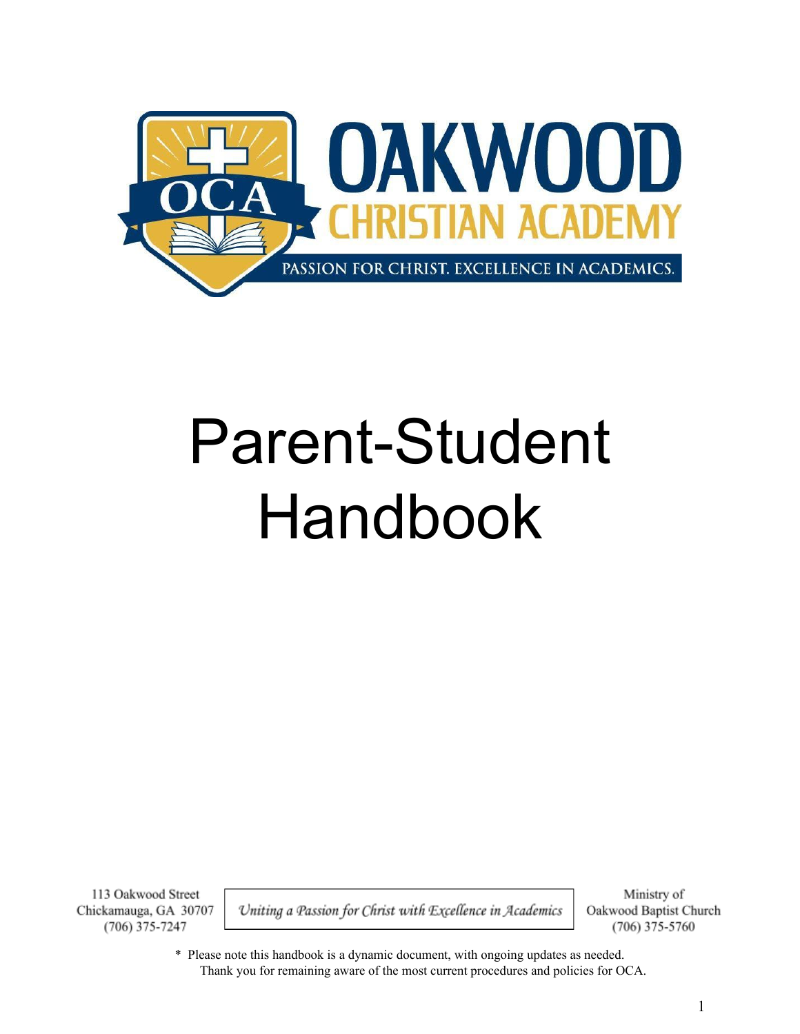# OAKWOOD CHRISTIAN ACADEMY

PASSION FOR CHRIST. EXCELLENCE IN ACADEMICS.

# Parent-Student Handbook

113 Oakwood Street
Chickamauga, GA 30707
(706) 375-7247

*Uniting a Passion for Christ with Excellence in Academics*

Ministry of
Oakwood Baptist Church
(706) 375-5760

* Please note this handbook is a dynamic document, with ongoing updates as needed. Thank you for remaining aware of the most current procedures and policies for OCA.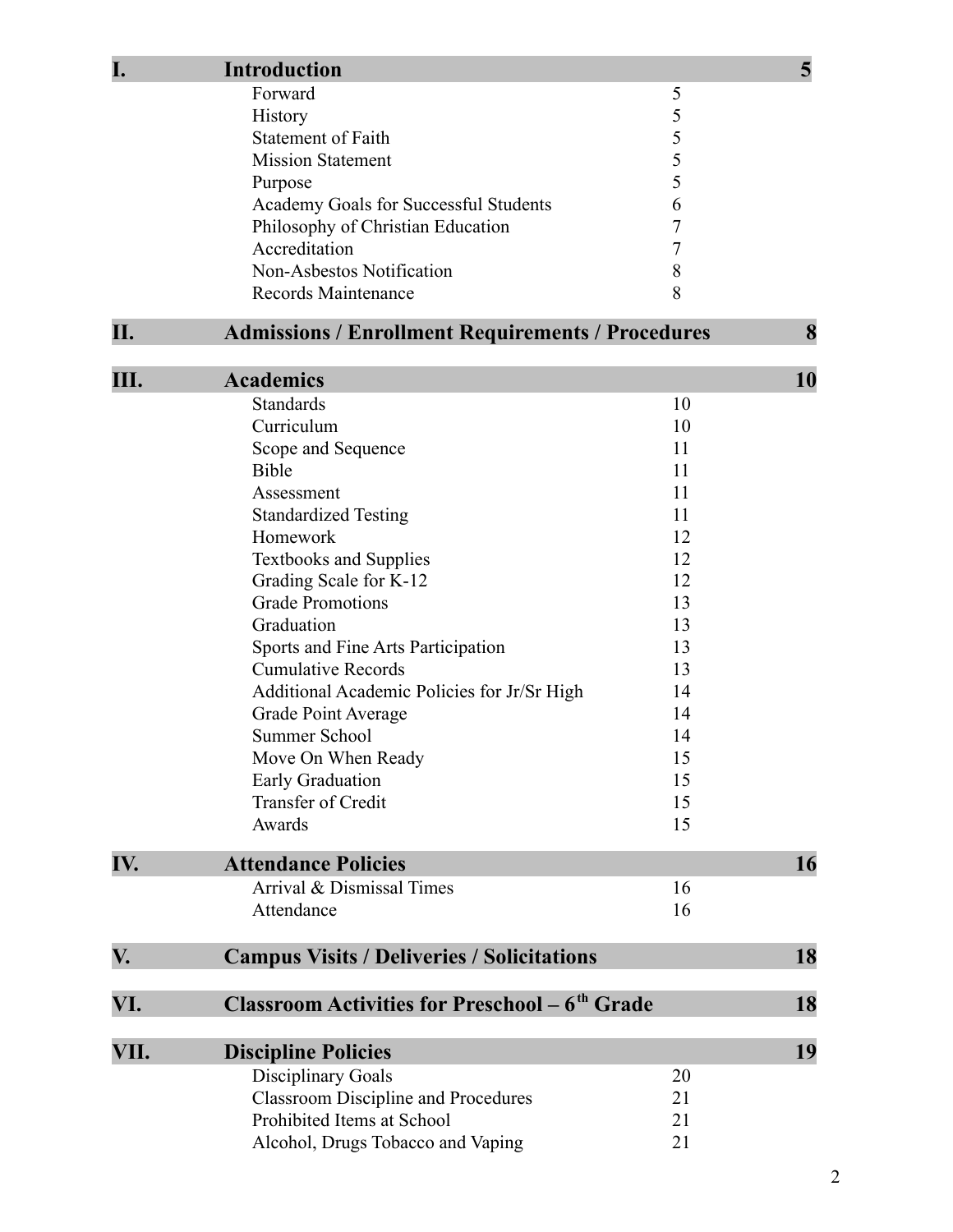| | | | |
|---|---|---|---|
| **I.** | **Introduction** | | **5** |
| | Forward | 5 | |
| | History | 5 | |
| | Statement of Faith | 5 | |
| | Mission Statement | 5 | |
| | Purpose | 5 | |
| | Academy Goals for Successful Students | 6 | |
| | Philosophy of Christian Education | 7 | |
| | Accreditation | 7 | |
| | Non-Asbestos Notification | 8 | |
| | Records Maintenance | 8 | |
| **II.** | **Admissions / Enrollment Requirements / Procedures** | | **8** |
| **III.** | **Academics** | | **10** |
| | Standards | 10 | |
| | Curriculum | 10 | |
| | Scope and Sequence | 11 | |
| | Bible | 11 | |
| | Assessment | 11 | |
| | Standardized Testing | 11 | |
| | Homework | 12 | |
| | Textbooks and Supplies | 12 | |
| | Grading Scale for K-12 | 12 | |
| | Grade Promotions | 13 | |
| | Graduation | 13 | |
| | Sports and Fine Arts Participation | 13 | |
| | Cumulative Records | 13 | |
| | Additional Academic Policies for Jr/Sr High | 14 | |
| | Grade Point Average | 14 | |
| | Summer School | 14 | |
| | Move On When Ready | 15 | |
| | Early Graduation | 15 | |
| | Transfer of Credit | 15 | |
| | Awards | 15 | |
| **IV.** | **Attendance Policies** | | **16** |
| | Arrival & Dismissal Times | 16 | |
| | Attendance | 16 | |
| **V.** | **Campus Visits / Deliveries / Solicitations** | | **18** |
| **VI.** | **Classroom Activities for Preschool – 6th Grade** | | **18** |
| **VII.** | **Discipline Policies** | | **19** |
| | Disciplinary Goals | 20 | |
| | Classroom Discipline and Procedures | 21 | |
| | Prohibited Items at School | 21 | |
| | Alcohol, Drugs Tobacco and Vaping | 21 | |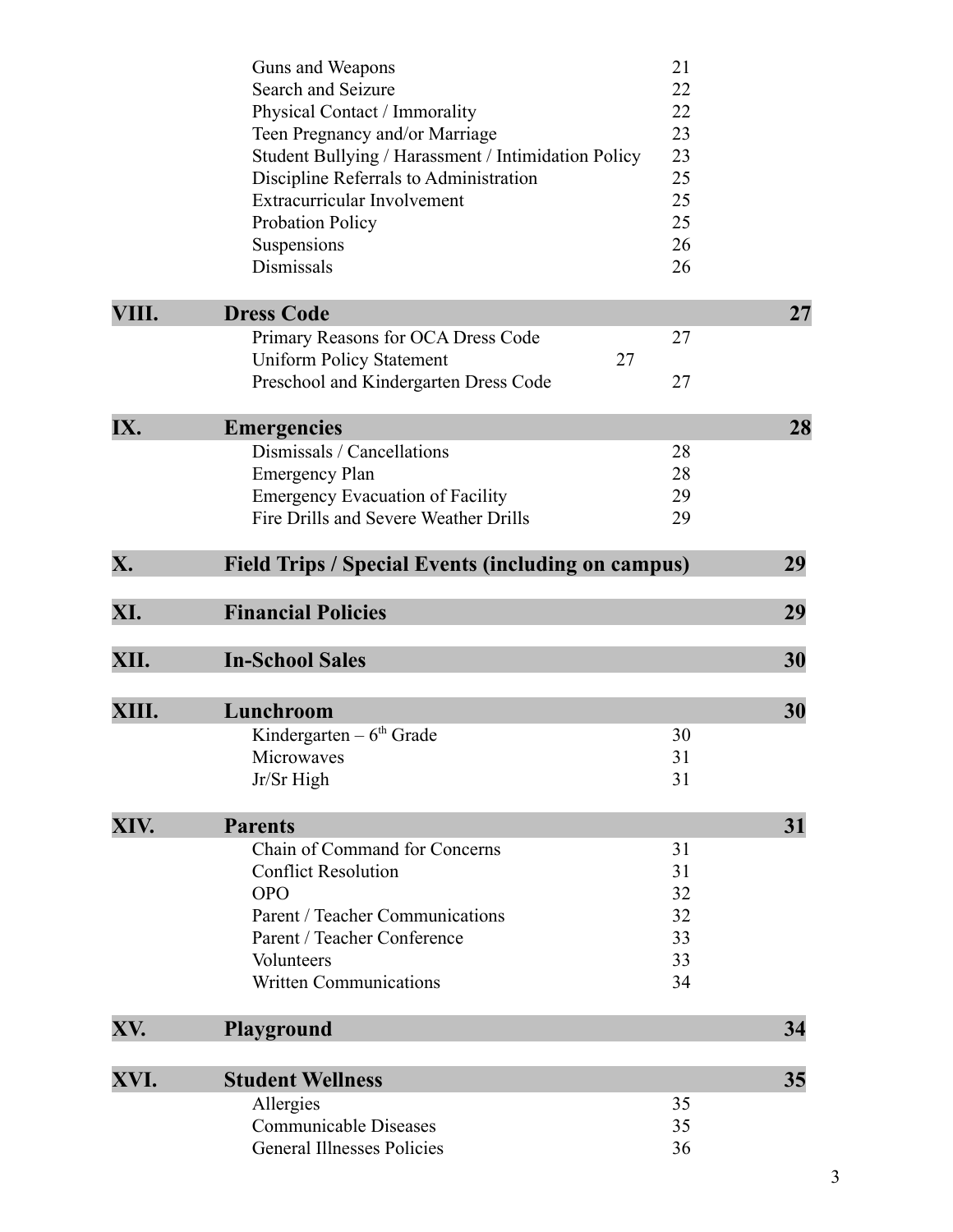| | | |
|---|---|---|
| | Guns and Weapons | 21 |
| | Search and Seizure | 22 |
| | Physical Contact / Immorality | 22 |
| | Teen Pregnancy and/or Marriage | 23 |
| | Student Bullying / Harassment / Intimidation Policy | 23 |
| | Discipline Referrals to Administration | 25 |
| | Extracurricular Involvement | 25 |
| | Probation Policy | 25 |
| | Suspensions | 26 |
| | Dismissals | 26 |
| **VIII.** | **Dress Code** | **27** |
| | Primary Reasons for OCA Dress Code | 27 |
| | Uniform Policy Statement | 27 |
| | Preschool and Kindergarten Dress Code | 27 |
| **IX.** | **Emergencies** | **28** |
| | Dismissals / Cancellations | 28 |
| | Emergency Plan | 28 |
| | Emergency Evacuation of Facility | 29 |
| | Fire Drills and Severe Weather Drills | 29 |
| **X.** | **Field Trips / Special Events (including on campus)** | **29** |
| **XI.** | **Financial Policies** | **29** |
| **XII.** | **In-School Sales** | **30** |
| **XIII.** | **Lunchroom** | **30** |
| | Kindergarten – 6th Grade | 30 |
| | Microwaves | 31 |
| | Jr/Sr High | 31 |
| **XIV.** | **Parents** | **31** |
| | Chain of Command for Concerns | 31 |
| | Conflict Resolution | 31 |
| | OPO | 32 |
| | Parent / Teacher Communications | 32 |
| | Parent / Teacher Conference | 33 |
| | Volunteers | 33 |
| | Written Communications | 34 |
| **XV.** | **Playground** | **34** |
| **XVI.** | **Student Wellness** | **35** |
| | Allergies | 35 |
| | Communicable Diseases | 35 |
| | General Illnesses Policies | 36 |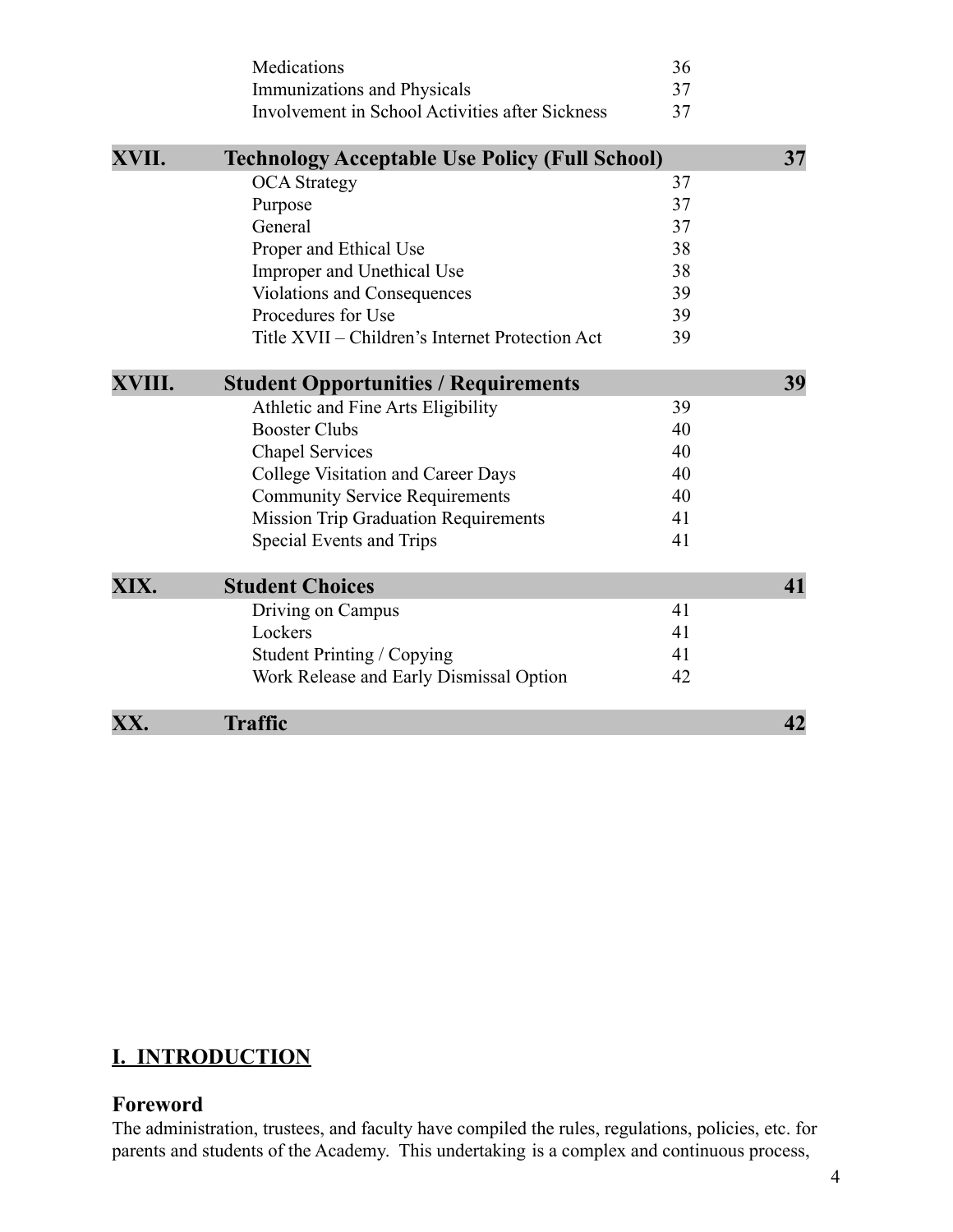| | | | |
|---|---|---|---|
| | Medications | 36 | |
| | Immunizations and Physicals | 37 | |
| | Involvement in School Activities after Sickness | 37 | |
| **XVII.** | **Technology Acceptable Use Policy (Full School)** | | **37** |
| | OCA Strategy | 37 | |
| | Purpose | 37 | |
| | General | 37 | |
| | Proper and Ethical Use | 38 | |
| | Improper and Unethical Use | 38 | |
| | Violations and Consequences | 39 | |
| | Procedures for Use | 39 | |
| | Title XVII – Children's Internet Protection Act | 39 | |
| **XVIII.** | **Student Opportunities / Requirements** | | **39** |
| | Athletic and Fine Arts Eligibility | 39 | |
| | Booster Clubs | 40 | |
| | Chapel Services | 40 | |
| | College Visitation and Career Days | 40 | |
| | Community Service Requirements | 40 | |
| | Mission Trip Graduation Requirements | 41 | |
| | Special Events and Trips | 41 | |
| **XIX.** | **Student Choices** | | **41** |
| | Driving on Campus | 41 | |
| | Lockers | 41 | |
| | Student Printing / Copying | 41 | |
| | Work Release and Early Dismissal Option | 42 | |
| **XX.** | **Traffic** | | **42** |

# I. INTRODUCTION

## Foreword

The administration, trustees, and faculty have compiled the rules, regulations, policies, etc. for parents and students of the Academy. This undertaking is a complex and continuous process,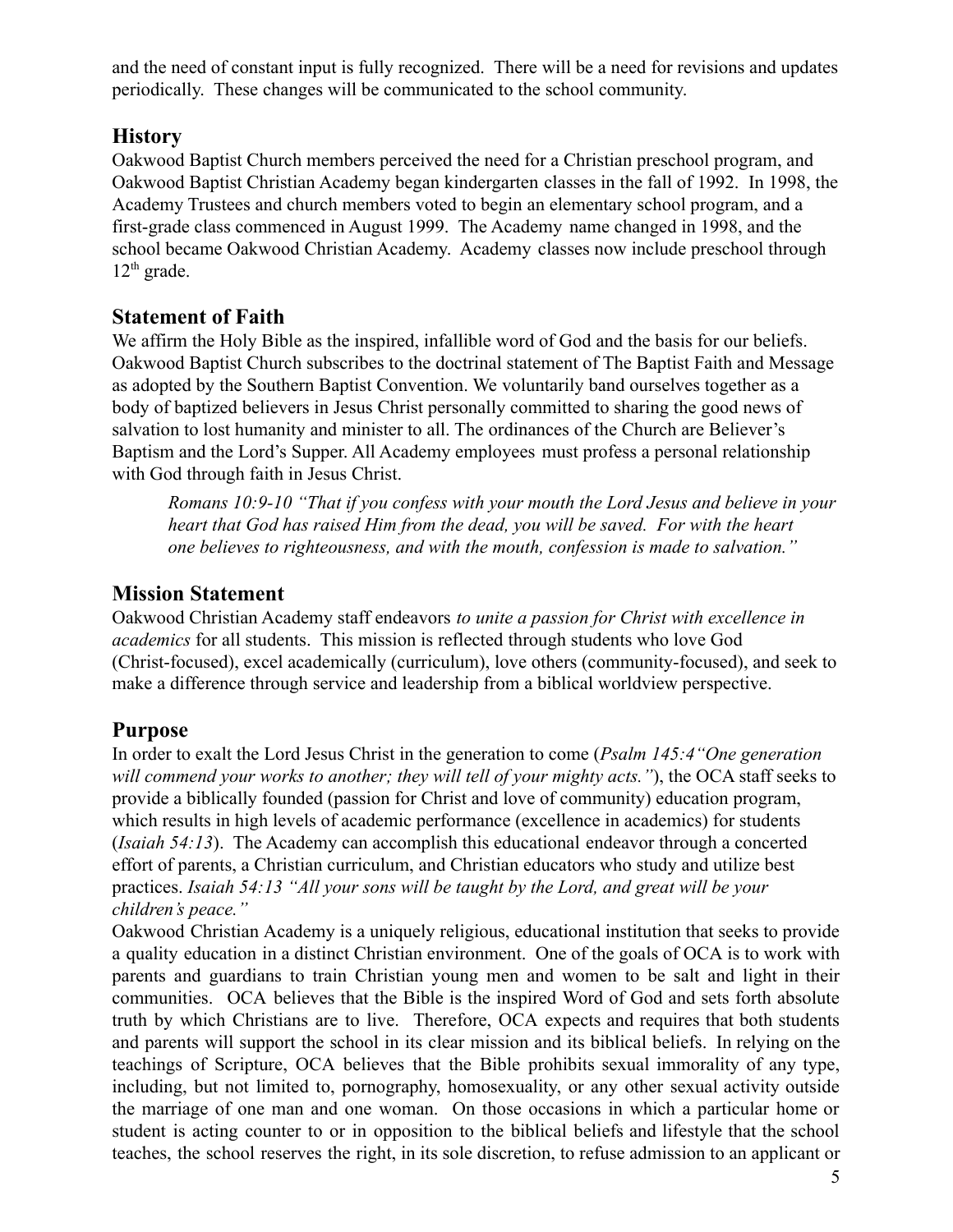and the need of constant input is fully recognized. There will be a need for revisions and updates periodically. These changes will be communicated to the school community.

## History

Oakwood Baptist Church members perceived the need for a Christian preschool program, and Oakwood Baptist Christian Academy began kindergarten classes in the fall of 1992. In 1998, the Academy Trustees and church members voted to begin an elementary school program, and a first-grade class commenced in August 1999. The Academy name changed in 1998, and the school became Oakwood Christian Academy. Academy classes now include preschool through 12th grade.

## Statement of Faith

We affirm the Holy Bible as the inspired, infallible word of God and the basis for our beliefs. Oakwood Baptist Church subscribes to the doctrinal statement of The Baptist Faith and Message as adopted by the Southern Baptist Convention. We voluntarily band ourselves together as a body of baptized believers in Jesus Christ personally committed to sharing the good news of salvation to lost humanity and minister to all. The ordinances of the Church are Believer's Baptism and the Lord's Supper. All Academy employees must profess a personal relationship with God through faith in Jesus Christ.

> *Romans 10:9-10 "That if you confess with your mouth the Lord Jesus and believe in your heart that God has raised Him from the dead, you will be saved. For with the heart one believes to righteousness, and with the mouth, confession is made to salvation."*

## Mission Statement

Oakwood Christian Academy staff endeavors *to unite a passion for Christ with excellence in academics* for all students. This mission is reflected through students who love God (Christ-focused), excel academically (curriculum), love others (community-focused), and seek to make a difference through service and leadership from a biblical worldview perspective.

## Purpose

In order to exalt the Lord Jesus Christ in the generation to come (*Psalm 145:4"One generation will commend your works to another; they will tell of your mighty acts."*), the OCA staff seeks to provide a biblically founded (passion for Christ and love of community) education program, which results in high levels of academic performance (excellence in academics) for students (*Isaiah 54:13*). The Academy can accomplish this educational endeavor through a concerted effort of parents, a Christian curriculum, and Christian educators who study and utilize best practices. *Isaiah 54:13 "All your sons will be taught by the Lord, and great will be your children's peace."*

Oakwood Christian Academy is a uniquely religious, educational institution that seeks to provide a quality education in a distinct Christian environment. One of the goals of OCA is to work with parents and guardians to train Christian young men and women to be salt and light in their communities. OCA believes that the Bible is the inspired Word of God and sets forth absolute truth by which Christians are to live. Therefore, OCA expects and requires that both students and parents will support the school in its clear mission and its biblical beliefs. In relying on the teachings of Scripture, OCA believes that the Bible prohibits sexual immorality of any type, including, but not limited to, pornography, homosexuality, or any other sexual activity outside the marriage of one man and one woman. On those occasions in which a particular home or student is acting counter to or in opposition to the biblical beliefs and lifestyle that the school teaches, the school reserves the right, in its sole discretion, to refuse admission to an applicant or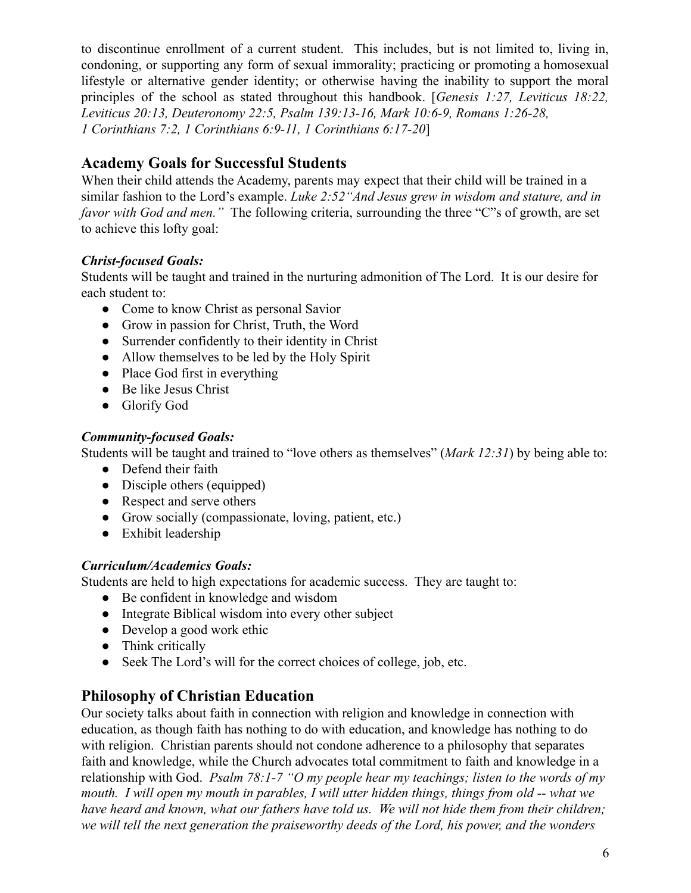to discontinue enrollment of a current student. This includes, but is not limited to, living in, condoning, or supporting any form of sexual immorality; practicing or promoting a homosexual lifestyle or alternative gender identity; or otherwise having the inability to support the moral principles of the school as stated throughout this handbook. [*Genesis 1:27, Leviticus 18:22, Leviticus 20:13, Deuteronomy 22:5, Psalm 139:13-16, Mark 10:6-9, Romans 1:26-28, 1 Corinthians 7:2, 1 Corinthians 6:9-11, 1 Corinthians 6:17-20*]

## Academy Goals for Successful Students

When their child attends the Academy, parents may expect that their child will be trained in a similar fashion to the Lord's example. *Luke 2:52"And Jesus grew in wisdom and stature, and in favor with God and men."* The following criteria, surrounding the three "C"s of growth, are set to achieve this lofty goal:

***Christ-focused Goals:***

Students will be taught and trained in the nurturing admonition of The Lord. It is our desire for each student to:

- Come to know Christ as personal Savior
- Grow in passion for Christ, Truth, the Word
- Surrender confidently to their identity in Christ
- Allow themselves to be led by the Holy Spirit
- Place God first in everything
- Be like Jesus Christ
- Glorify God

***Community-focused Goals:***

Students will be taught and trained to "love others as themselves" (*Mark 12:31*) by being able to:

- Defend their faith
- Disciple others (equipped)
- Respect and serve others
- Grow socially (compassionate, loving, patient, etc.)
- Exhibit leadership

***Curriculum/Academics Goals:***

Students are held to high expectations for academic success. They are taught to:

- Be confident in knowledge and wisdom
- Integrate Biblical wisdom into every other subject
- Develop a good work ethic
- Think critically
- Seek The Lord's will for the correct choices of college, job, etc.

## Philosophy of Christian Education

Our society talks about faith in connection with religion and knowledge in connection with education, as though faith has nothing to do with education, and knowledge has nothing to do with religion. Christian parents should not condone adherence to a philosophy that separates faith and knowledge, while the Church advocates total commitment to faith and knowledge in a relationship with God. *Psalm 78:1-7 "O my people hear my teachings; listen to the words of my mouth. I will open my mouth in parables, I will utter hidden things, things from old -- what we have heard and known, what our fathers have told us. We will not hide them from their children; we will tell the next generation the praiseworthy deeds of the Lord, his power, and the wonders*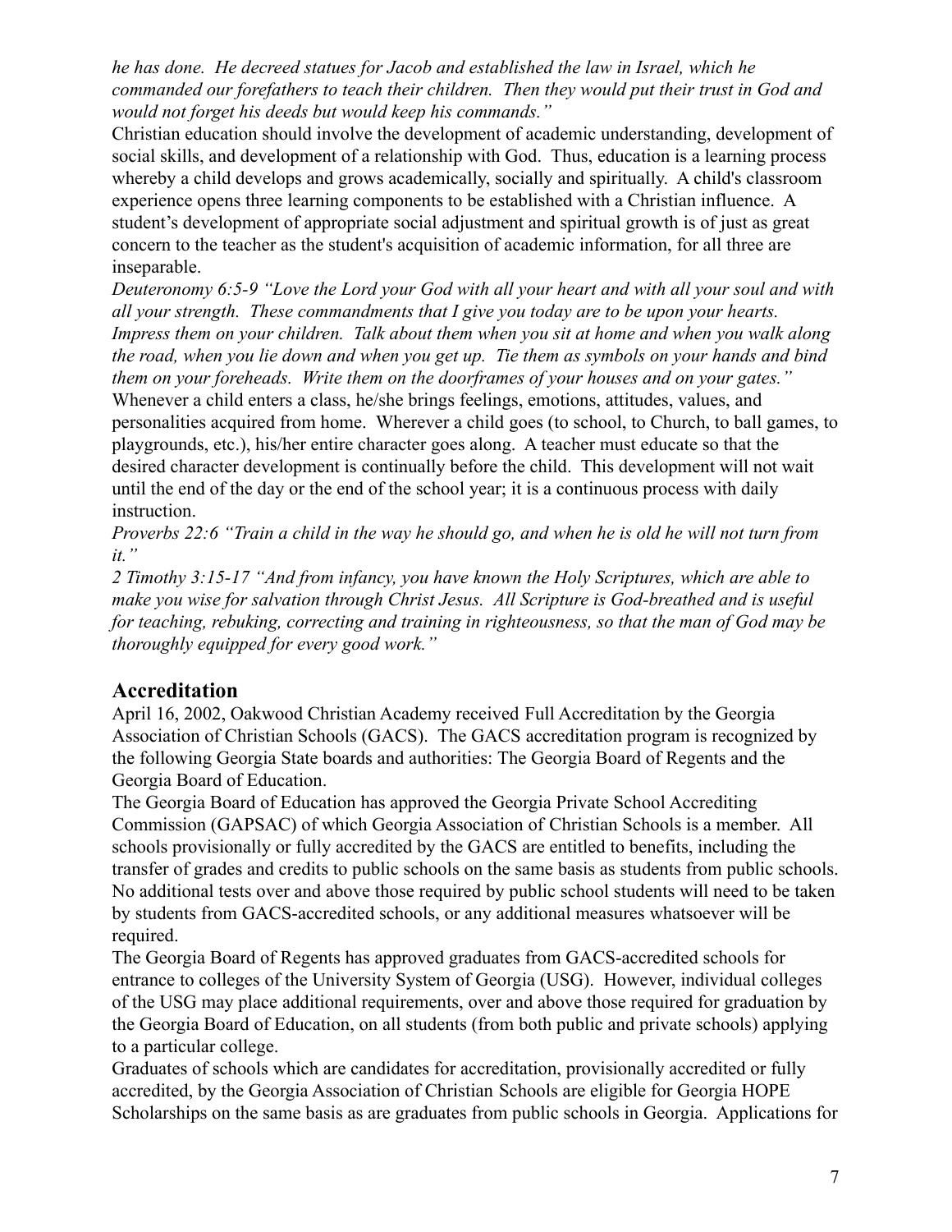*he has done. He decreed statues for Jacob and established the law in Israel, which he commanded our forefathers to teach their children. Then they would put their trust in God and would not forget his deeds but would keep his commands."*

Christian education should involve the development of academic understanding, development of social skills, and development of a relationship with God. Thus, education is a learning process whereby a child develops and grows academically, socially and spiritually. A child's classroom experience opens three learning components to be established with a Christian influence. A student's development of appropriate social adjustment and spiritual growth is of just as great concern to the teacher as the student's acquisition of academic information, for all three are inseparable.

*Deuteronomy 6:5-9 "Love the Lord your God with all your heart and with all your soul and with all your strength. These commandments that I give you today are to be upon your hearts. Impress them on your children. Talk about them when you sit at home and when you walk along the road, when you lie down and when you get up. Tie them as symbols on your hands and bind them on your foreheads. Write them on the doorframes of your houses and on your gates."*

Whenever a child enters a class, he/she brings feelings, emotions, attitudes, values, and personalities acquired from home. Wherever a child goes (to school, to Church, to ball games, to playgrounds, etc.), his/her entire character goes along. A teacher must educate so that the desired character development is continually before the child. This development will not wait until the end of the day or the end of the school year; it is a continuous process with daily instruction.

*Proverbs 22:6 "Train a child in the way he should go, and when he is old he will not turn from it."*

*2 Timothy 3:15-17 "And from infancy, you have known the Holy Scriptures, which are able to make you wise for salvation through Christ Jesus. All Scripture is God-breathed and is useful for teaching, rebuking, correcting and training in righteousness, so that the man of God may be thoroughly equipped for every good work."*

## Accreditation

April 16, 2002, Oakwood Christian Academy received Full Accreditation by the Georgia Association of Christian Schools (GACS). The GACS accreditation program is recognized by the following Georgia State boards and authorities: The Georgia Board of Regents and the Georgia Board of Education.

The Georgia Board of Education has approved the Georgia Private School Accrediting Commission (GAPSAC) of which Georgia Association of Christian Schools is a member. All schools provisionally or fully accredited by the GACS are entitled to benefits, including the transfer of grades and credits to public schools on the same basis as students from public schools. No additional tests over and above those required by public school students will need to be taken by students from GACS-accredited schools, or any additional measures whatsoever will be required.

The Georgia Board of Regents has approved graduates from GACS-accredited schools for entrance to colleges of the University System of Georgia (USG). However, individual colleges of the USG may place additional requirements, over and above those required for graduation by the Georgia Board of Education, on all students (from both public and private schools) applying to a particular college.

Graduates of schools which are candidates for accreditation, provisionally accredited or fully accredited, by the Georgia Association of Christian Schools are eligible for Georgia HOPE Scholarships on the same basis as are graduates from public schools in Georgia. Applications for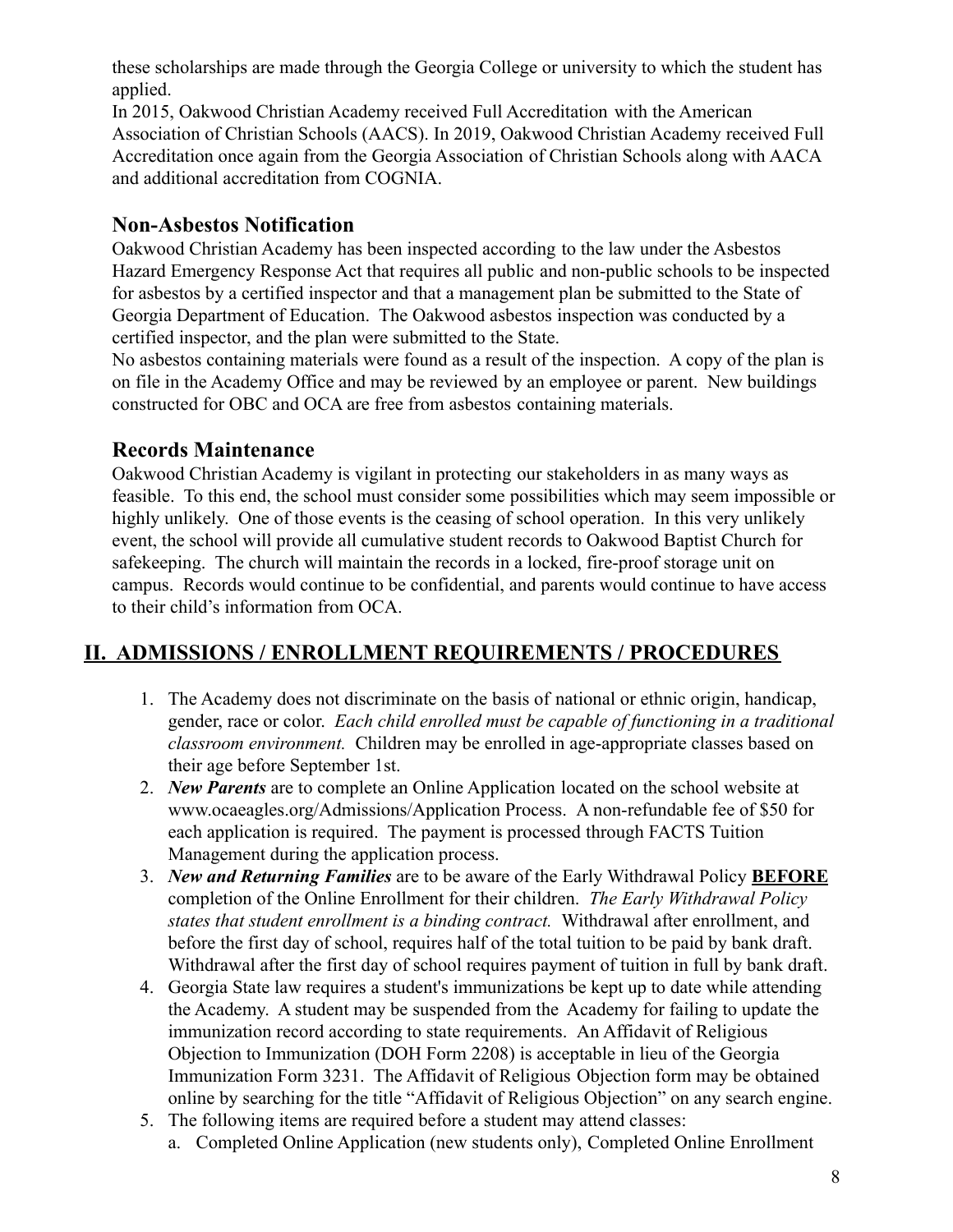these scholarships are made through the Georgia College or university to which the student has applied.

In 2015, Oakwood Christian Academy received Full Accreditation with the American Association of Christian Schools (AACS). In 2019, Oakwood Christian Academy received Full Accreditation once again from the Georgia Association of Christian Schools along with AACA and additional accreditation from COGNIA.

### Non-Asbestos Notification

Oakwood Christian Academy has been inspected according to the law under the Asbestos Hazard Emergency Response Act that requires all public and non-public schools to be inspected for asbestos by a certified inspector and that a management plan be submitted to the State of Georgia Department of Education. The Oakwood asbestos inspection was conducted by a certified inspector, and the plan were submitted to the State.

No asbestos containing materials were found as a result of the inspection. A copy of the plan is on file in the Academy Office and may be reviewed by an employee or parent. New buildings constructed for OBC and OCA are free from asbestos containing materials.

### Records Maintenance

Oakwood Christian Academy is vigilant in protecting our stakeholders in as many ways as feasible. To this end, the school must consider some possibilities which may seem impossible or highly unlikely. One of those events is the ceasing of school operation. In this very unlikely event, the school will provide all cumulative student records to Oakwood Baptist Church for safekeeping. The church will maintain the records in a locked, fire-proof storage unit on campus. Records would continue to be confidential, and parents would continue to have access to their child's information from OCA.

## II. ADMISSIONS / ENROLLMENT REQUIREMENTS / PROCEDURES

1. The Academy does not discriminate on the basis of national or ethnic origin, handicap, gender, race or color. *Each child enrolled must be capable of functioning in a traditional classroom environment.* Children may be enrolled in age-appropriate classes based on their age before September 1st.
2. ***New Parents*** are to complete an Online Application located on the school website at www.ocaeagles.org/Admissions/Application Process. A non-refundable fee of $50 for each application is required. The payment is processed through FACTS Tuition Management during the application process.
3. ***New and Returning Families*** are to be aware of the Early Withdrawal Policy **BEFORE** completion of the Online Enrollment for their children. *The Early Withdrawal Policy states that student enrollment is a binding contract.* Withdrawal after enrollment, and before the first day of school, requires half of the total tuition to be paid by bank draft. Withdrawal after the first day of school requires payment of tuition in full by bank draft.
4. Georgia State law requires a student's immunizations be kept up to date while attending the Academy. A student may be suspended from the Academy for failing to update the immunization record according to state requirements. An Affidavit of Religious Objection to Immunization (DOH Form 2208) is acceptable in lieu of the Georgia Immunization Form 3231. The Affidavit of Religious Objection form may be obtained online by searching for the title "Affidavit of Religious Objection" on any search engine.
5. The following items are required before a student may attend classes:
   a. Completed Online Application (new students only), Completed Online Enrollment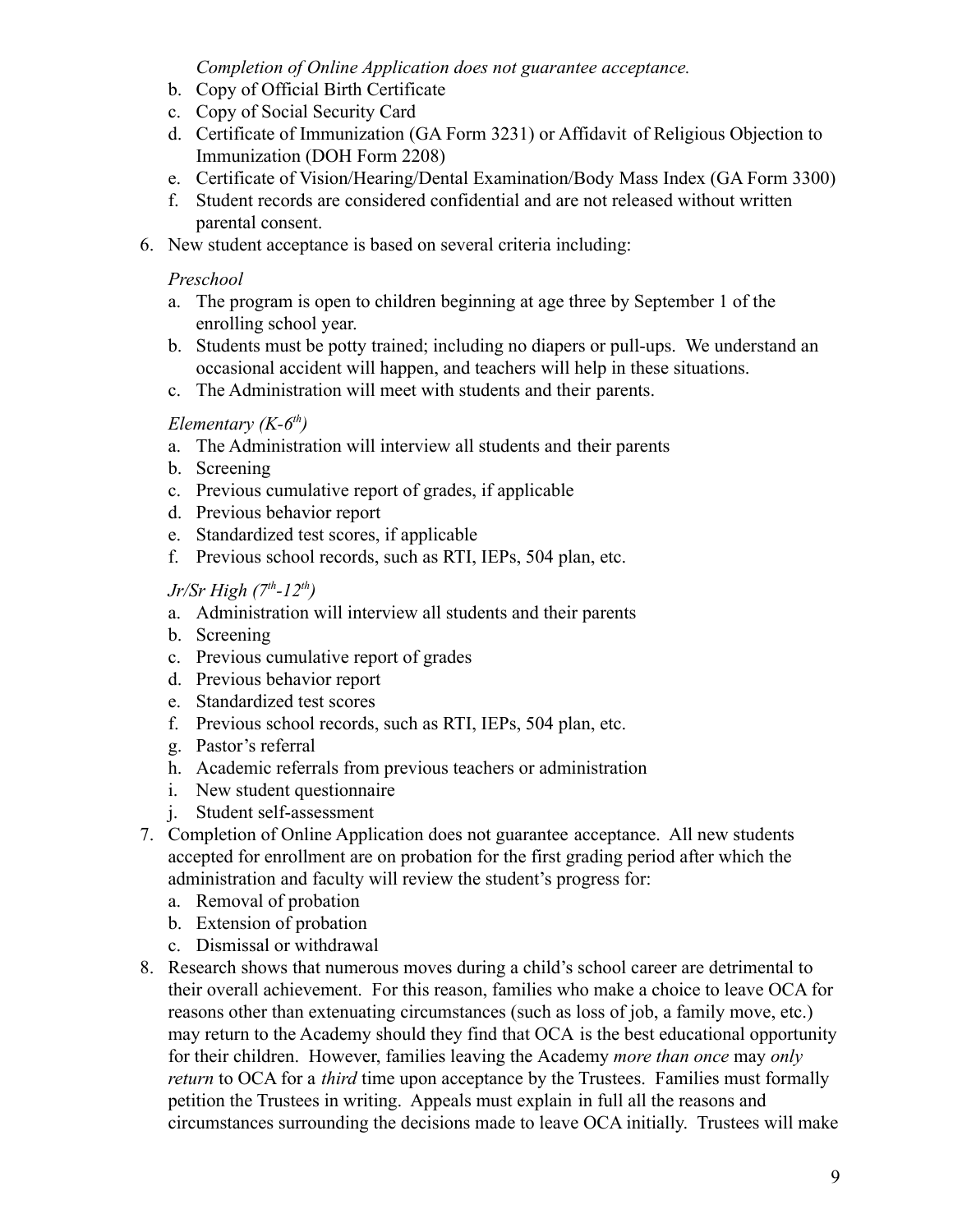*Completion of Online Application does not guarantee acceptance.*

   b. Copy of Official Birth Certificate
   c. Copy of Social Security Card
   d. Certificate of Immunization (GA Form 3231) or Affidavit of Religious Objection to Immunization (DOH Form 2208)
   e. Certificate of Vision/Hearing/Dental Examination/Body Mass Index (GA Form 3300)
   f. Student records are considered confidential and are not released without written parental consent.

6. New student acceptance is based on several criteria including:

   *Preschool*

   a. The program is open to children beginning at age three by September 1 of the enrolling school year.
   b. Students must be potty trained; including no diapers or pull-ups. We understand an occasional accident will happen, and teachers will help in these situations.
   c. The Administration will meet with students and their parents.

   *Elementary (K-6th)*

   a. The Administration will interview all students and their parents
   b. Screening
   c. Previous cumulative report of grades, if applicable
   d. Previous behavior report
   e. Standardized test scores, if applicable
   f. Previous school records, such as RTI, IEPs, 504 plan, etc.

   *Jr/Sr High (7th-12th)*

   a. Administration will interview all students and their parents
   b. Screening
   c. Previous cumulative report of grades
   d. Previous behavior report
   e. Standardized test scores
   f. Previous school records, such as RTI, IEPs, 504 plan, etc.
   g. Pastor's referral
   h. Academic referrals from previous teachers or administration
   i. New student questionnaire
   j. Student self-assessment

7. Completion of Online Application does not guarantee acceptance. All new students accepted for enrollment are on probation for the first grading period after which the administration and faculty will review the student's progress for:
   a. Removal of probation
   b. Extension of probation
   c. Dismissal or withdrawal

8. Research shows that numerous moves during a child's school career are detrimental to their overall achievement. For this reason, families who make a choice to leave OCA for reasons other than extenuating circumstances (such as loss of job, a family move, etc.) may return to the Academy should they find that OCA is the best educational opportunity for their children. However, families leaving the Academy *more than once* may *only return* to OCA for a *third* time upon acceptance by the Trustees. Families must formally petition the Trustees in writing. Appeals must explain in full all the reasons and circumstances surrounding the decisions made to leave OCA initially. Trustees will make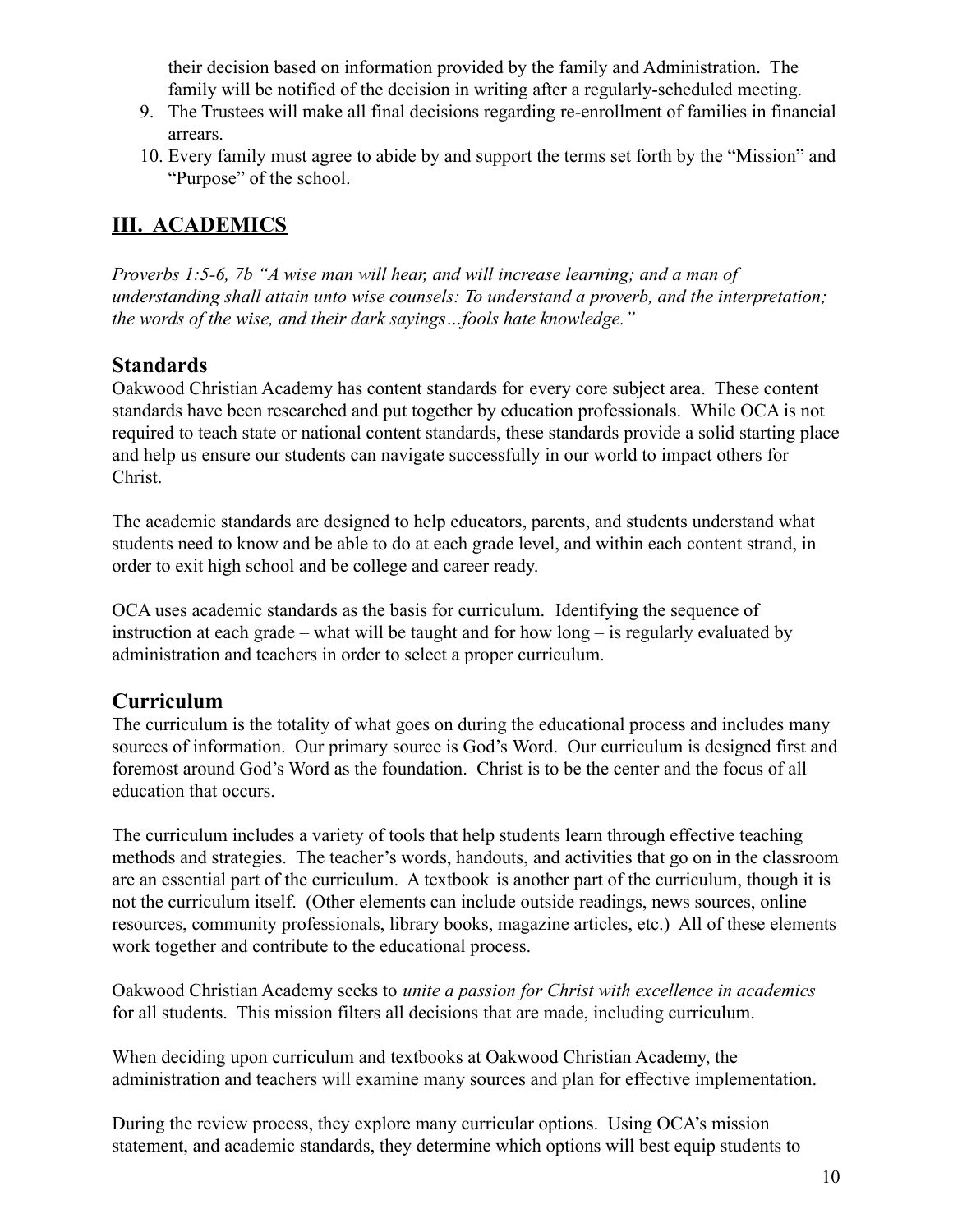their decision based on information provided by the family and Administration. The family will be notified of the decision in writing after a regularly-scheduled meeting.

9. The Trustees will make all final decisions regarding re-enrollment of families in financial arrears.
10. Every family must agree to abide by and support the terms set forth by the "Mission" and "Purpose" of the school.

## III. ACADEMICS

*Proverbs 1:5-6, 7b "A wise man will hear, and will increase learning; and a man of understanding shall attain unto wise counsels: To understand a proverb, and the interpretation; the words of the wise, and their dark sayings…fools hate knowledge."*

### Standards

Oakwood Christian Academy has content standards for every core subject area. These content standards have been researched and put together by education professionals. While OCA is not required to teach state or national content standards, these standards provide a solid starting place and help us ensure our students can navigate successfully in our world to impact others for Christ.

The academic standards are designed to help educators, parents, and students understand what students need to know and be able to do at each grade level, and within each content strand, in order to exit high school and be college and career ready.

OCA uses academic standards as the basis for curriculum. Identifying the sequence of instruction at each grade – what will be taught and for how long – is regularly evaluated by administration and teachers in order to select a proper curriculum.

### Curriculum

The curriculum is the totality of what goes on during the educational process and includes many sources of information. Our primary source is God's Word. Our curriculum is designed first and foremost around God's Word as the foundation. Christ is to be the center and the focus of all education that occurs.

The curriculum includes a variety of tools that help students learn through effective teaching methods and strategies. The teacher's words, handouts, and activities that go on in the classroom are an essential part of the curriculum. A textbook is another part of the curriculum, though it is not the curriculum itself. (Other elements can include outside readings, news sources, online resources, community professionals, library books, magazine articles, etc.) All of these elements work together and contribute to the educational process.

Oakwood Christian Academy seeks to *unite a passion for Christ with excellence in academics* for all students. This mission filters all decisions that are made, including curriculum.

When deciding upon curriculum and textbooks at Oakwood Christian Academy, the administration and teachers will examine many sources and plan for effective implementation.

During the review process, they explore many curricular options. Using OCA's mission statement, and academic standards, they determine which options will best equip students to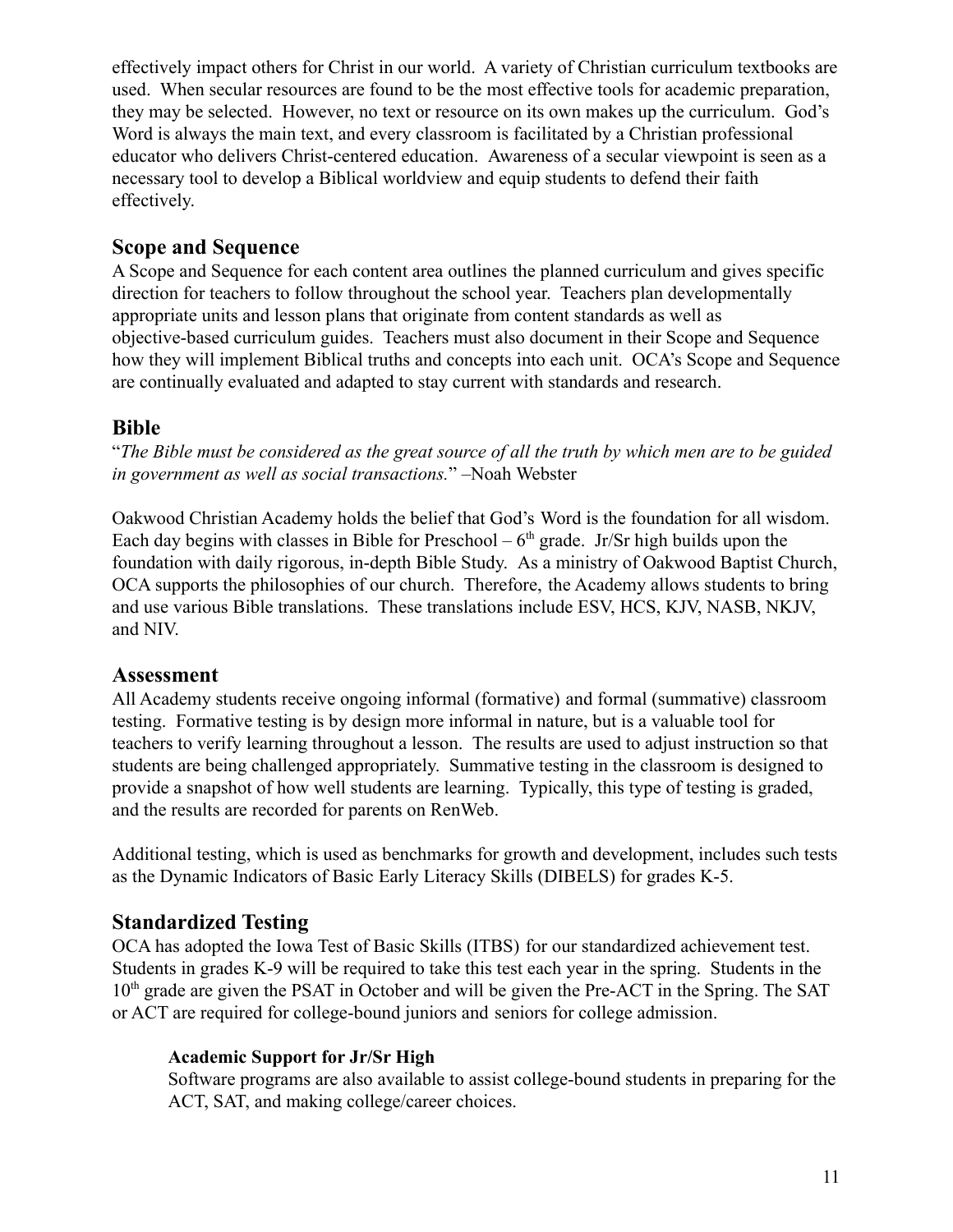effectively impact others for Christ in our world. A variety of Christian curriculum textbooks are used. When secular resources are found to be the most effective tools for academic preparation, they may be selected. However, no text or resource on its own makes up the curriculum. God's Word is always the main text, and every classroom is facilitated by a Christian professional educator who delivers Christ-centered education. Awareness of a secular viewpoint is seen as a necessary tool to develop a Biblical worldview and equip students to defend their faith effectively.

## Scope and Sequence

A Scope and Sequence for each content area outlines the planned curriculum and gives specific direction for teachers to follow throughout the school year. Teachers plan developmentally appropriate units and lesson plans that originate from content standards as well as objective-based curriculum guides. Teachers must also document in their Scope and Sequence how they will implement Biblical truths and concepts into each unit. OCA's Scope and Sequence are continually evaluated and adapted to stay current with standards and research.

## Bible

"*The Bible must be considered as the great source of all the truth by which men are to be guided in government as well as social transactions.*" –Noah Webster

Oakwood Christian Academy holds the belief that God's Word is the foundation for all wisdom. Each day begins with classes in Bible for Preschool – 6th grade. Jr/Sr high builds upon the foundation with daily rigorous, in-depth Bible Study. As a ministry of Oakwood Baptist Church, OCA supports the philosophies of our church. Therefore, the Academy allows students to bring and use various Bible translations. These translations include ESV, HCS, KJV, NASB, NKJV, and NIV.

## Assessment

All Academy students receive ongoing informal (formative) and formal (summative) classroom testing. Formative testing is by design more informal in nature, but is a valuable tool for teachers to verify learning throughout a lesson. The results are used to adjust instruction so that students are being challenged appropriately. Summative testing in the classroom is designed to provide a snapshot of how well students are learning. Typically, this type of testing is graded, and the results are recorded for parents on RenWeb.

Additional testing, which is used as benchmarks for growth and development, includes such tests as the Dynamic Indicators of Basic Early Literacy Skills (DIBELS) for grades K-5.

## Standardized Testing

OCA has adopted the Iowa Test of Basic Skills (ITBS) for our standardized achievement test. Students in grades K-9 will be required to take this test each year in the spring. Students in the 10th grade are given the PSAT in October and will be given the Pre-ACT in the Spring. The SAT or ACT are required for college-bound juniors and seniors for college admission.

### Academic Support for Jr/Sr High

Software programs are also available to assist college-bound students in preparing for the ACT, SAT, and making college/career choices.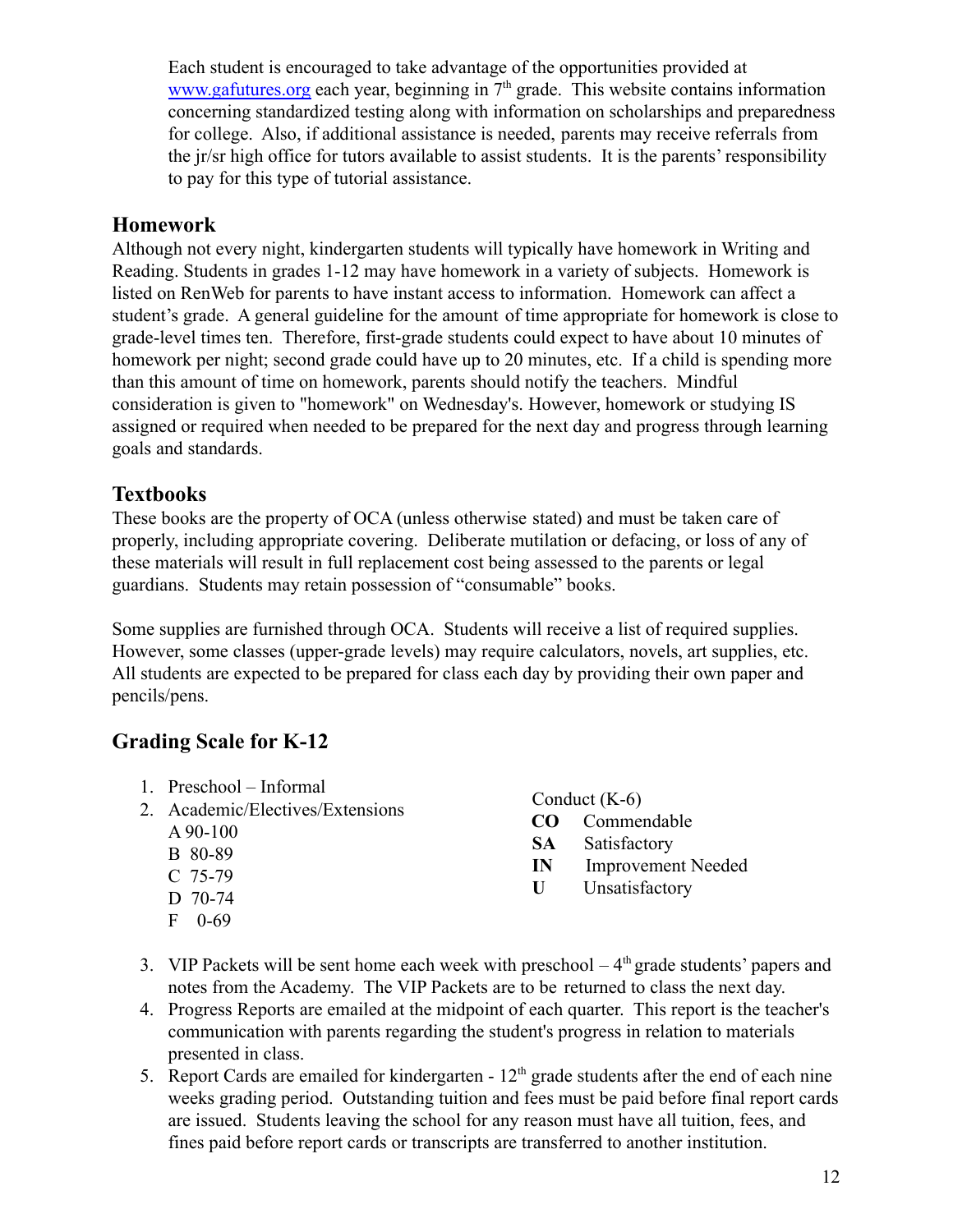Each student is encouraged to take advantage of the opportunities provided at www.gafutures.org each year, beginning in 7th grade. This website contains information concerning standardized testing along with information on scholarships and preparedness for college. Also, if additional assistance is needed, parents may receive referrals from the jr/sr high office for tutors available to assist students. It is the parents' responsibility to pay for this type of tutorial assistance.

## Homework

Although not every night, kindergarten students will typically have homework in Writing and Reading. Students in grades 1-12 may have homework in a variety of subjects. Homework is listed on RenWeb for parents to have instant access to information. Homework can affect a student's grade. A general guideline for the amount of time appropriate for homework is close to grade-level times ten. Therefore, first-grade students could expect to have about 10 minutes of homework per night; second grade could have up to 20 minutes, etc. If a child is spending more than this amount of time on homework, parents should notify the teachers. Mindful consideration is given to "homework" on Wednesday's. However, homework or studying IS assigned or required when needed to be prepared for the next day and progress through learning goals and standards.

## Textbooks

These books are the property of OCA (unless otherwise stated) and must be taken care of properly, including appropriate covering. Deliberate mutilation or defacing, or loss of any of these materials will result in full replacement cost being assessed to the parents or legal guardians. Students may retain possession of "consumable" books.

Some supplies are furnished through OCA. Students will receive a list of required supplies. However, some classes (upper-grade levels) may require calculators, novels, art supplies, etc. All students are expected to be prepared for class each day by providing their own paper and pencils/pens.

## Grading Scale for K-12

1. Preschool – Informal
2. Academic/Electives/Extensions
   A 90-100
   B 80-89
   C 75-79
   D 70-74
   F 0-69

Conduct (K-6)
**CO** Commendable
**SA** Satisfactory
**IN** Improvement Needed
**U** Unsatisfactory

3. VIP Packets will be sent home each week with preschool – 4th grade students' papers and notes from the Academy. The VIP Packets are to be returned to class the next day.
4. Progress Reports are emailed at the midpoint of each quarter. This report is the teacher's communication with parents regarding the student's progress in relation to materials presented in class.
5. Report Cards are emailed for kindergarten - 12th grade students after the end of each nine weeks grading period. Outstanding tuition and fees must be paid before final report cards are issued. Students leaving the school for any reason must have all tuition, fees, and fines paid before report cards or transcripts are transferred to another institution.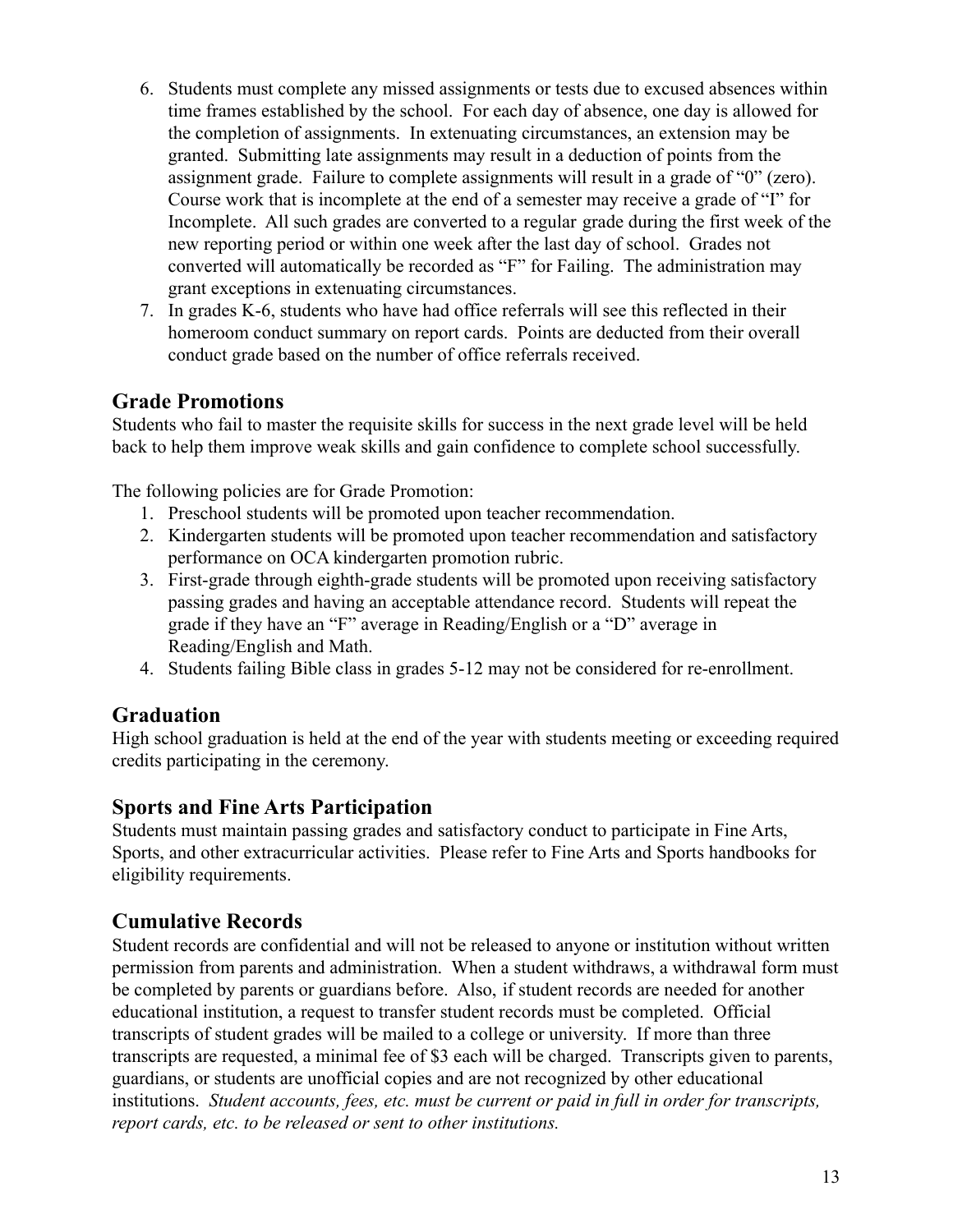6. Students must complete any missed assignments or tests due to excused absences within time frames established by the school. For each day of absence, one day is allowed for the completion of assignments. In extenuating circumstances, an extension may be granted. Submitting late assignments may result in a deduction of points from the assignment grade. Failure to complete assignments will result in a grade of "0" (zero). Course work that is incomplete at the end of a semester may receive a grade of "I" for Incomplete. All such grades are converted to a regular grade during the first week of the new reporting period or within one week after the last day of school. Grades not converted will automatically be recorded as "F" for Failing. The administration may grant exceptions in extenuating circumstances.
7. In grades K-6, students who have had office referrals will see this reflected in their homeroom conduct summary on report cards. Points are deducted from their overall conduct grade based on the number of office referrals received.

## Grade Promotions

Students who fail to master the requisite skills for success in the next grade level will be held back to help them improve weak skills and gain confidence to complete school successfully.

The following policies are for Grade Promotion:

1. Preschool students will be promoted upon teacher recommendation.
2. Kindergarten students will be promoted upon teacher recommendation and satisfactory performance on OCA kindergarten promotion rubric.
3. First-grade through eighth-grade students will be promoted upon receiving satisfactory passing grades and having an acceptable attendance record. Students will repeat the grade if they have an "F" average in Reading/English or a "D" average in Reading/English and Math.
4. Students failing Bible class in grades 5-12 may not be considered for re-enrollment.

## Graduation

High school graduation is held at the end of the year with students meeting or exceeding required credits participating in the ceremony.

## Sports and Fine Arts Participation

Students must maintain passing grades and satisfactory conduct to participate in Fine Arts, Sports, and other extracurricular activities. Please refer to Fine Arts and Sports handbooks for eligibility requirements.

## Cumulative Records

Student records are confidential and will not be released to anyone or institution without written permission from parents and administration. When a student withdraws, a withdrawal form must be completed by parents or guardians before. Also, if student records are needed for another educational institution, a request to transfer student records must be completed. Official transcripts of student grades will be mailed to a college or university. If more than three transcripts are requested, a minimal fee of $3 each will be charged. Transcripts given to parents, guardians, or students are unofficial copies and are not recognized by other educational institutions. *Student accounts, fees, etc. must be current or paid in full in order for transcripts, report cards, etc. to be released or sent to other institutions.*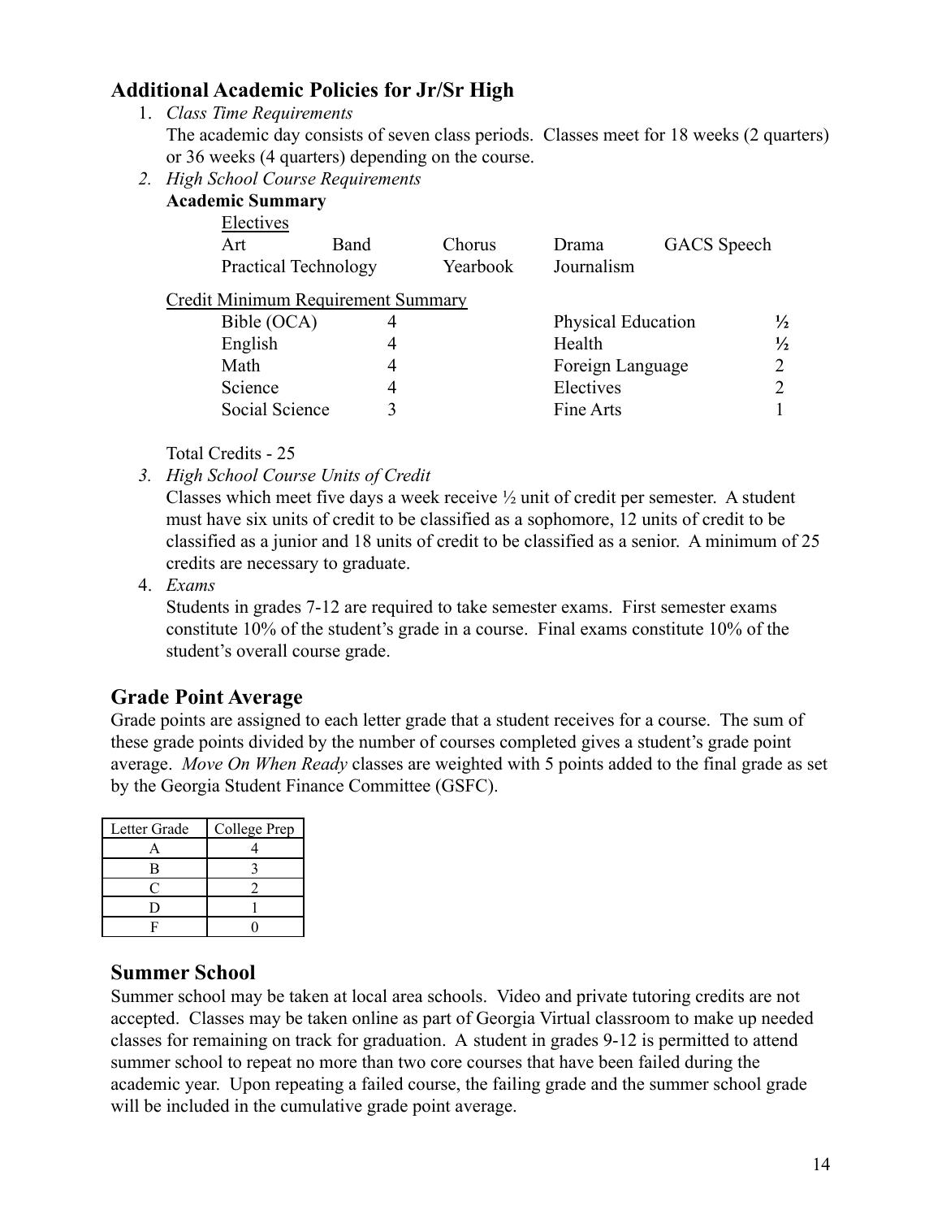## Additional Academic Policies for Jr/Sr High

1. *Class Time Requirements*
   The academic day consists of seven class periods. Classes meet for 18 weeks (2 quarters) or 36 weeks (4 quarters) depending on the course.
2. *High School Course Requirements*
   **Academic Summary**

   Electives

   | | | | | |
   |---|---|---|---|---|
   | Art | Band | Chorus | Drama | GACS Speech |
   | Practical Technology | | Yearbook | Journalism | |

   Credit Minimum Requirement Summary

   | | | | |
   |---|---|---|---|
   | Bible (OCA) | 4 | Physical Education | ½ |
   | English | 4 | Health | ½ |
   | Math | 4 | Foreign Language | 2 |
   | Science | 4 | Electives | 2 |
   | Social Science | 3 | Fine Arts | 1 |

   Total Credits - 25
3. *High School Course Units of Credit*
   Classes which meet five days a week receive ½ unit of credit per semester. A student must have six units of credit to be classified as a sophomore, 12 units of credit to be classified as a junior and 18 units of credit to be classified as a senior. A minimum of 25 credits are necessary to graduate.
4. *Exams*
   Students in grades 7-12 are required to take semester exams. First semester exams constitute 10% of the student's grade in a course. Final exams constitute 10% of the student's overall course grade.

## Grade Point Average

Grade points are assigned to each letter grade that a student receives for a course. The sum of these grade points divided by the number of courses completed gives a student's grade point average. *Move On When Ready* classes are weighted with 5 points added to the final grade as set by the Georgia Student Finance Committee (GSFC).

| Letter Grade | College Prep |
|---|---|
| A | 4 |
| B | 3 |
| C | 2 |
| D | 1 |
| F | 0 |

## Summer School

Summer school may be taken at local area schools. Video and private tutoring credits are not accepted. Classes may be taken online as part of Georgia Virtual classroom to make up needed classes for remaining on track for graduation. A student in grades 9-12 is permitted to attend summer school to repeat no more than two core courses that have been failed during the academic year. Upon repeating a failed course, the failing grade and the summer school grade will be included in the cumulative grade point average.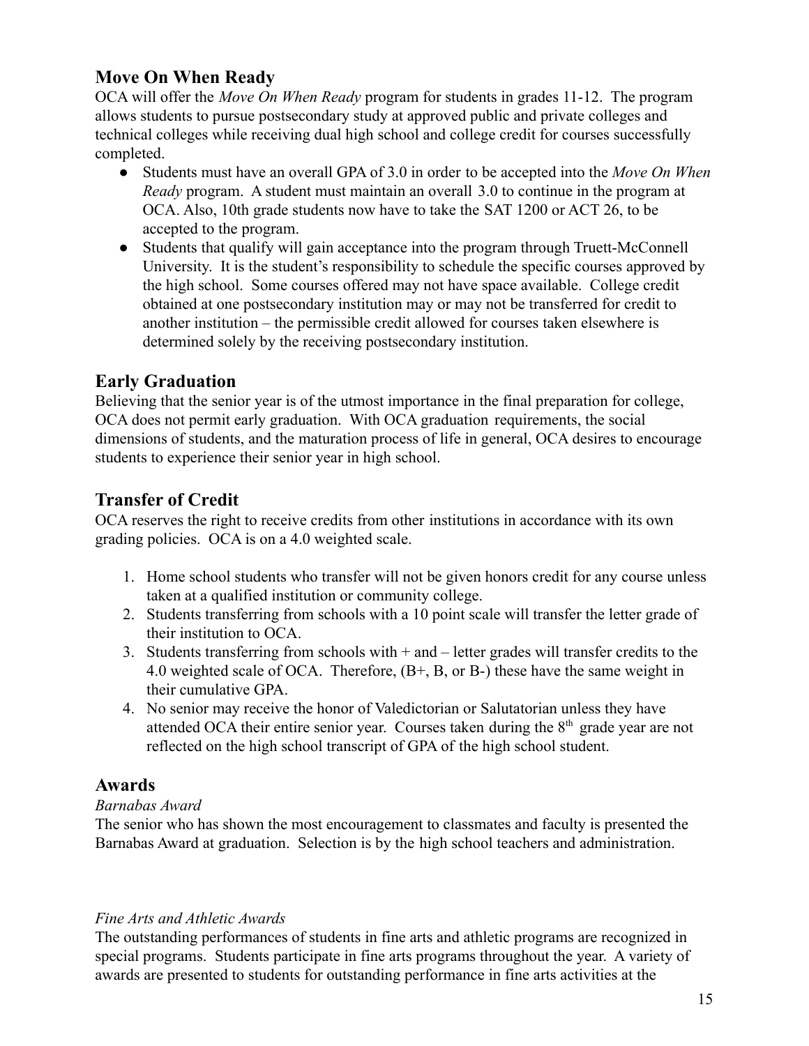## Move On When Ready

OCA will offer the *Move On When Ready* program for students in grades 11-12. The program allows students to pursue postsecondary study at approved public and private colleges and technical colleges while receiving dual high school and college credit for courses successfully completed.

- Students must have an overall GPA of 3.0 in order to be accepted into the *Move On When Ready* program. A student must maintain an overall 3.0 to continue in the program at OCA. Also, 10th grade students now have to take the SAT 1200 or ACT 26, to be accepted to the program.
- Students that qualify will gain acceptance into the program through Truett-McConnell University. It is the student's responsibility to schedule the specific courses approved by the high school. Some courses offered may not have space available. College credit obtained at one postsecondary institution may or may not be transferred for credit to another institution – the permissible credit allowed for courses taken elsewhere is determined solely by the receiving postsecondary institution.

## Early Graduation

Believing that the senior year is of the utmost importance in the final preparation for college, OCA does not permit early graduation. With OCA graduation requirements, the social dimensions of students, and the maturation process of life in general, OCA desires to encourage students to experience their senior year in high school.

## Transfer of Credit

OCA reserves the right to receive credits from other institutions in accordance with its own grading policies. OCA is on a 4.0 weighted scale.

1. Home school students who transfer will not be given honors credit for any course unless taken at a qualified institution or community college.
2. Students transferring from schools with a 10 point scale will transfer the letter grade of their institution to OCA.
3. Students transferring from schools with + and – letter grades will transfer credits to the 4.0 weighted scale of OCA. Therefore, (B+, B, or B-) these have the same weight in their cumulative GPA.
4. No senior may receive the honor of Valedictorian or Salutatorian unless they have attended OCA their entire senior year. Courses taken during the 8th grade year are not reflected on the high school transcript of GPA of the high school student.

## Awards

*Barnabas Award*

The senior who has shown the most encouragement to classmates and faculty is presented the Barnabas Award at graduation. Selection is by the high school teachers and administration.

*Fine Arts and Athletic Awards*

The outstanding performances of students in fine arts and athletic programs are recognized in special programs. Students participate in fine arts programs throughout the year. A variety of awards are presented to students for outstanding performance in fine arts activities at the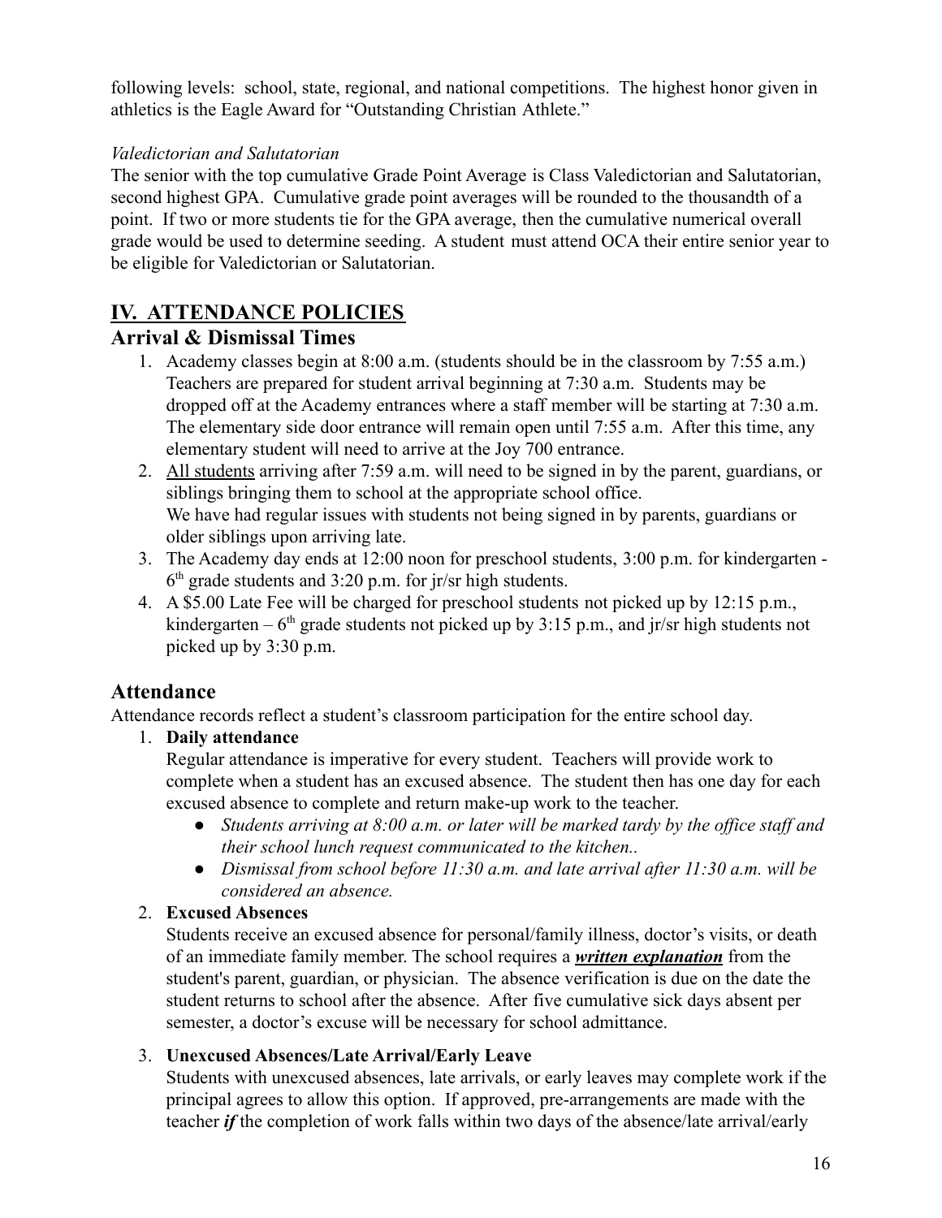following levels: school, state, regional, and national competitions. The highest honor given in athletics is the Eagle Award for "Outstanding Christian Athlete."

*Valedictorian and Salutatorian*

The senior with the top cumulative Grade Point Average is Class Valedictorian and Salutatorian, second highest GPA. Cumulative grade point averages will be rounded to the thousandth of a point. If two or more students tie for the GPA average, then the cumulative numerical overall grade would be used to determine seeding. A student must attend OCA their entire senior year to be eligible for Valedictorian or Salutatorian.

# IV. ATTENDANCE POLICIES

## Arrival & Dismissal Times

1. Academy classes begin at 8:00 a.m. (students should be in the classroom by 7:55 a.m.) Teachers are prepared for student arrival beginning at 7:30 a.m. Students may be dropped off at the Academy entrances where a staff member will be starting at 7:30 a.m. The elementary side door entrance will remain open until 7:55 a.m. After this time, any elementary student will need to arrive at the Joy 700 entrance.
2. All students arriving after 7:59 a.m. will need to be signed in by the parent, guardians, or siblings bringing them to school at the appropriate school office.
   We have had regular issues with students not being signed in by parents, guardians or older siblings upon arriving late.
3. The Academy day ends at 12:00 noon for preschool students, 3:00 p.m. for kindergarten - 6th grade students and 3:20 p.m. for jr/sr high students.
4. A $5.00 Late Fee will be charged for preschool students not picked up by 12:15 p.m., kindergarten – 6th grade students not picked up by 3:15 p.m., and jr/sr high students not picked up by 3:30 p.m.

## Attendance

Attendance records reflect a student's classroom participation for the entire school day.

1. **Daily attendance**
   Regular attendance is imperative for every student. Teachers will provide work to complete when a student has an excused absence. The student then has one day for each excused absence to complete and return make-up work to the teacher.
   - *Students arriving at 8:00 a.m. or later will be marked tardy by the office staff and their school lunch request communicated to the kitchen..*
   - *Dismissal from school before 11:30 a.m. and late arrival after 11:30 a.m. will be considered an absence.*
2. **Excused Absences**
   Students receive an excused absence for personal/family illness, doctor's visits, or death of an immediate family member. The school requires a ***written explanation*** from the student's parent, guardian, or physician. The absence verification is due on the date the student returns to school after the absence. After five cumulative sick days absent per semester, a doctor's excuse will be necessary for school admittance.
3. **Unexcused Absences/Late Arrival/Early Leave**
   Students with unexcused absences, late arrivals, or early leaves may complete work if the principal agrees to allow this option. If approved, pre-arrangements are made with the teacher ***if*** the completion of work falls within two days of the absence/late arrival/early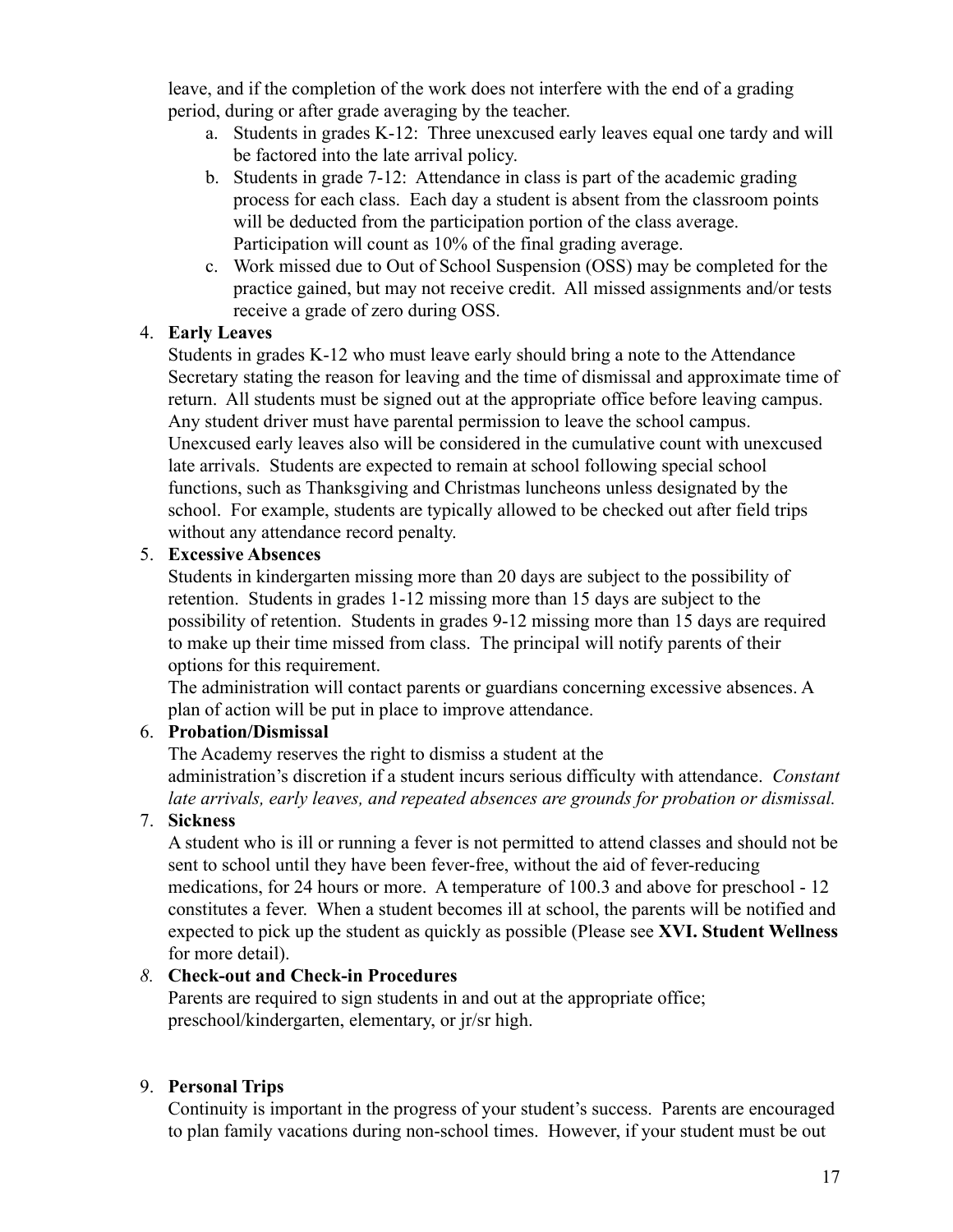leave, and if the completion of the work does not interfere with the end of a grading period, during or after grade averaging by the teacher.

a. Students in grades K-12: Three unexcused early leaves equal one tardy and will be factored into the late arrival policy.
b. Students in grade 7-12: Attendance in class is part of the academic grading process for each class. Each day a student is absent from the classroom points will be deducted from the participation portion of the class average. Participation will count as 10% of the final grading average.
c. Work missed due to Out of School Suspension (OSS) may be completed for the practice gained, but may not receive credit. All missed assignments and/or tests receive a grade of zero during OSS.

4. **Early Leaves**

Students in grades K-12 who must leave early should bring a note to the Attendance Secretary stating the reason for leaving and the time of dismissal and approximate time of return. All students must be signed out at the appropriate office before leaving campus. Any student driver must have parental permission to leave the school campus. Unexcused early leaves also will be considered in the cumulative count with unexcused late arrivals. Students are expected to remain at school following special school functions, such as Thanksgiving and Christmas luncheons unless designated by the school. For example, students are typically allowed to be checked out after field trips without any attendance record penalty.

5. **Excessive Absences**

Students in kindergarten missing more than 20 days are subject to the possibility of retention. Students in grades 1-12 missing more than 15 days are subject to the possibility of retention. Students in grades 9-12 missing more than 15 days are required to make up their time missed from class. The principal will notify parents of their options for this requirement.

The administration will contact parents or guardians concerning excessive absences. A plan of action will be put in place to improve attendance.

6. **Probation/Dismissal**

The Academy reserves the right to dismiss a student at the administration's discretion if a student incurs serious difficulty with attendance. *Constant late arrivals, early leaves, and repeated absences are grounds for probation or dismissal.*

7. **Sickness**

A student who is ill or running a fever is not permitted to attend classes and should not be sent to school until they have been fever-free, without the aid of fever-reducing medications, for 24 hours or more. A temperature of 100.3 and above for preschool - 12 constitutes a fever. When a student becomes ill at school, the parents will be notified and expected to pick up the student as quickly as possible (Please see **XVI. Student Wellness** for more detail).

*8.* **Check-out and Check-in Procedures**

Parents are required to sign students in and out at the appropriate office; preschool/kindergarten, elementary, or jr/sr high.

9. **Personal Trips**

Continuity is important in the progress of your student's success. Parents are encouraged to plan family vacations during non-school times. However, if your student must be out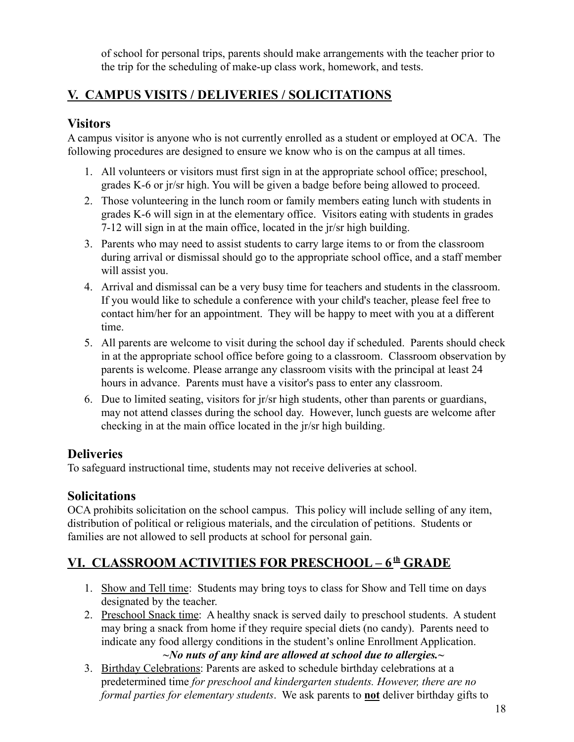of school for personal trips, parents should make arrangements with the teacher prior to the trip for the scheduling of make-up class work, homework, and tests.

## V. CAMPUS VISITS / DELIVERIES / SOLICITATIONS

### Visitors

A campus visitor is anyone who is not currently enrolled as a student or employed at OCA. The following procedures are designed to ensure we know who is on the campus at all times.

1. All volunteers or visitors must first sign in at the appropriate school office; preschool, grades K-6 or jr/sr high. You will be given a badge before being allowed to proceed.
2. Those volunteering in the lunch room or family members eating lunch with students in grades K-6 will sign in at the elementary office. Visitors eating with students in grades 7-12 will sign in at the main office, located in the jr/sr high building.
3. Parents who may need to assist students to carry large items to or from the classroom during arrival or dismissal should go to the appropriate school office, and a staff member will assist you.
4. Arrival and dismissal can be a very busy time for teachers and students in the classroom. If you would like to schedule a conference with your child's teacher, please feel free to contact him/her for an appointment. They will be happy to meet with you at a different time.
5. All parents are welcome to visit during the school day if scheduled. Parents should check in at the appropriate school office before going to a classroom. Classroom observation by parents is welcome. Please arrange any classroom visits with the principal at least 24 hours in advance. Parents must have a visitor's pass to enter any classroom.
6. Due to limited seating, visitors for jr/sr high students, other than parents or guardians, may not attend classes during the school day. However, lunch guests are welcome after checking in at the main office located in the jr/sr high building.

### Deliveries

To safeguard instructional time, students may not receive deliveries at school.

### Solicitations

OCA prohibits solicitation on the school campus. This policy will include selling of any item, distribution of political or religious materials, and the circulation of petitions. Students or families are not allowed to sell products at school for personal gain.

## VI. CLASSROOM ACTIVITIES FOR PRESCHOOL – 6th GRADE

1. Show and Tell time: Students may bring toys to class for Show and Tell time on days designated by the teacher.
2. Preschool Snack time: A healthy snack is served daily to preschool students. A student may bring a snack from home if they require special diets (no candy). Parents need to indicate any food allergy conditions in the student's online Enrollment Application.

   ***~No nuts of any kind are allowed at school due to allergies.~***
3. Birthday Celebrations: Parents are asked to schedule birthday celebrations at a predetermined time *for preschool and kindergarten students. However, there are no formal parties for elementary students*. We ask parents to **not** deliver birthday gifts to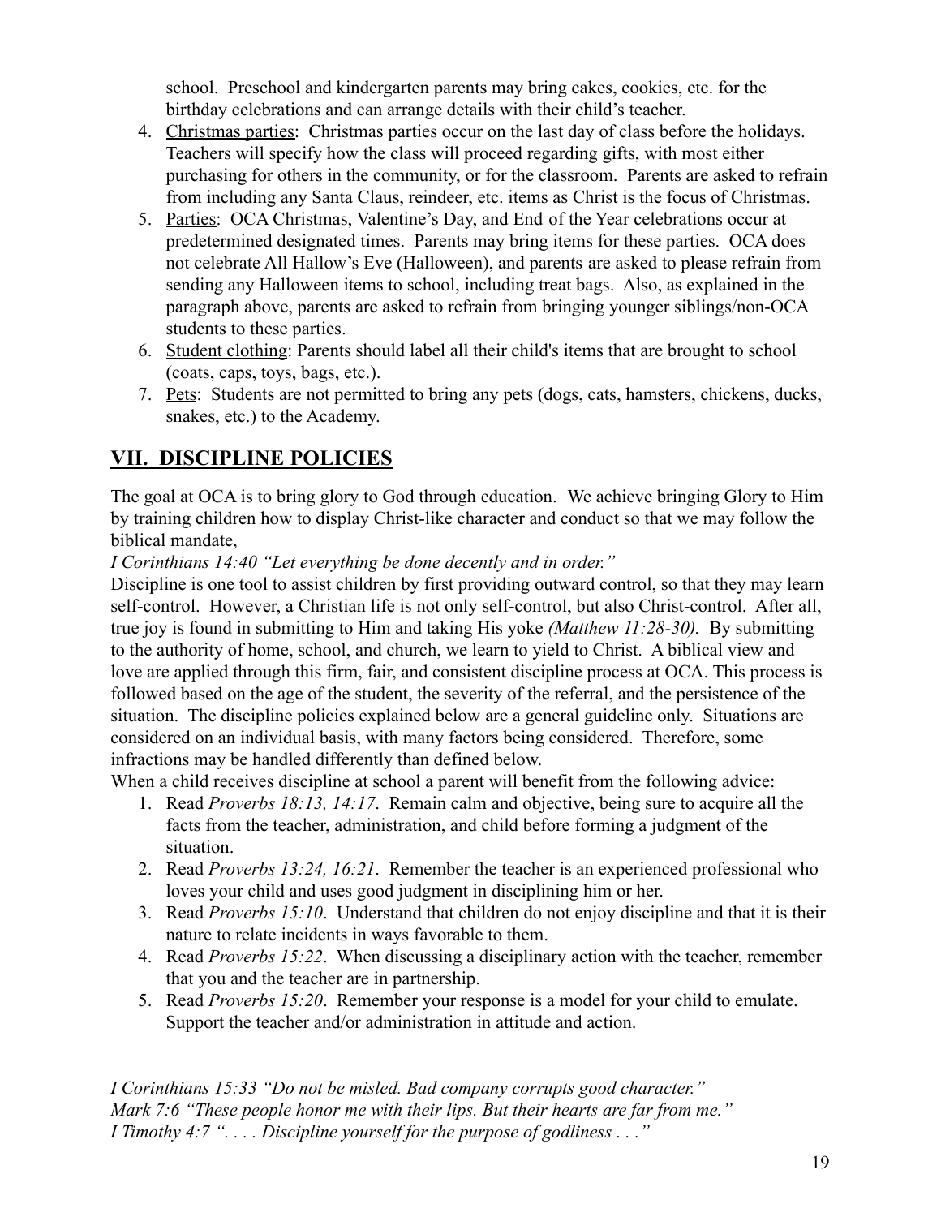school. Preschool and kindergarten parents may bring cakes, cookies, etc. for the birthday celebrations and can arrange details with their child's teacher.

4. Christmas parties: Christmas parties occur on the last day of class before the holidays. Teachers will specify how the class will proceed regarding gifts, with most either purchasing for others in the community, or for the classroom. Parents are asked to refrain from including any Santa Claus, reindeer, etc. items as Christ is the focus of Christmas.
5. Parties: OCA Christmas, Valentine's Day, and End of the Year celebrations occur at predetermined designated times. Parents may bring items for these parties. OCA does not celebrate All Hallow's Eve (Halloween), and parents are asked to please refrain from sending any Halloween items to school, including treat bags. Also, as explained in the paragraph above, parents are asked to refrain from bringing younger siblings/non-OCA students to these parties.
6. Student clothing: Parents should label all their child's items that are brought to school (coats, caps, toys, bags, etc.).
7. Pets: Students are not permitted to bring any pets (dogs, cats, hamsters, chickens, ducks, snakes, etc.) to the Academy.

## VII. DISCIPLINE POLICIES

The goal at OCA is to bring glory to God through education. We achieve bringing Glory to Him by training children how to display Christ-like character and conduct so that we may follow the biblical mandate,

*I Corinthians 14:40 "Let everything be done decently and in order."*

Discipline is one tool to assist children by first providing outward control, so that they may learn self-control. However, a Christian life is not only self-control, but also Christ-control. After all, true joy is found in submitting to Him and taking His yoke *(Matthew 11:28-30).* By submitting to the authority of home, school, and church, we learn to yield to Christ. A biblical view and love are applied through this firm, fair, and consistent discipline process at OCA. This process is followed based on the age of the student, the severity of the referral, and the persistence of the situation. The discipline policies explained below are a general guideline only. Situations are considered on an individual basis, with many factors being considered. Therefore, some infractions may be handled differently than defined below.

When a child receives discipline at school a parent will benefit from the following advice:

1. Read *Proverbs 18:13, 14:17*. Remain calm and objective, being sure to acquire all the facts from the teacher, administration, and child before forming a judgment of the situation.
2. Read *Proverbs 13:24, 16:21*. Remember the teacher is an experienced professional who loves your child and uses good judgment in disciplining him or her.
3. Read *Proverbs 15:10*. Understand that children do not enjoy discipline and that it is their nature to relate incidents in ways favorable to them.
4. Read *Proverbs 15:22*. When discussing a disciplinary action with the teacher, remember that you and the teacher are in partnership.
5. Read *Proverbs 15:20*. Remember your response is a model for your child to emulate. Support the teacher and/or administration in attitude and action.

*I Corinthians 15:33 "Do not be misled. Bad company corrupts good character."*
*Mark 7:6 "These people honor me with their lips. But their hearts are far from me."*
*I Timothy 4:7 ". . . . Discipline yourself for the purpose of godliness . . ."*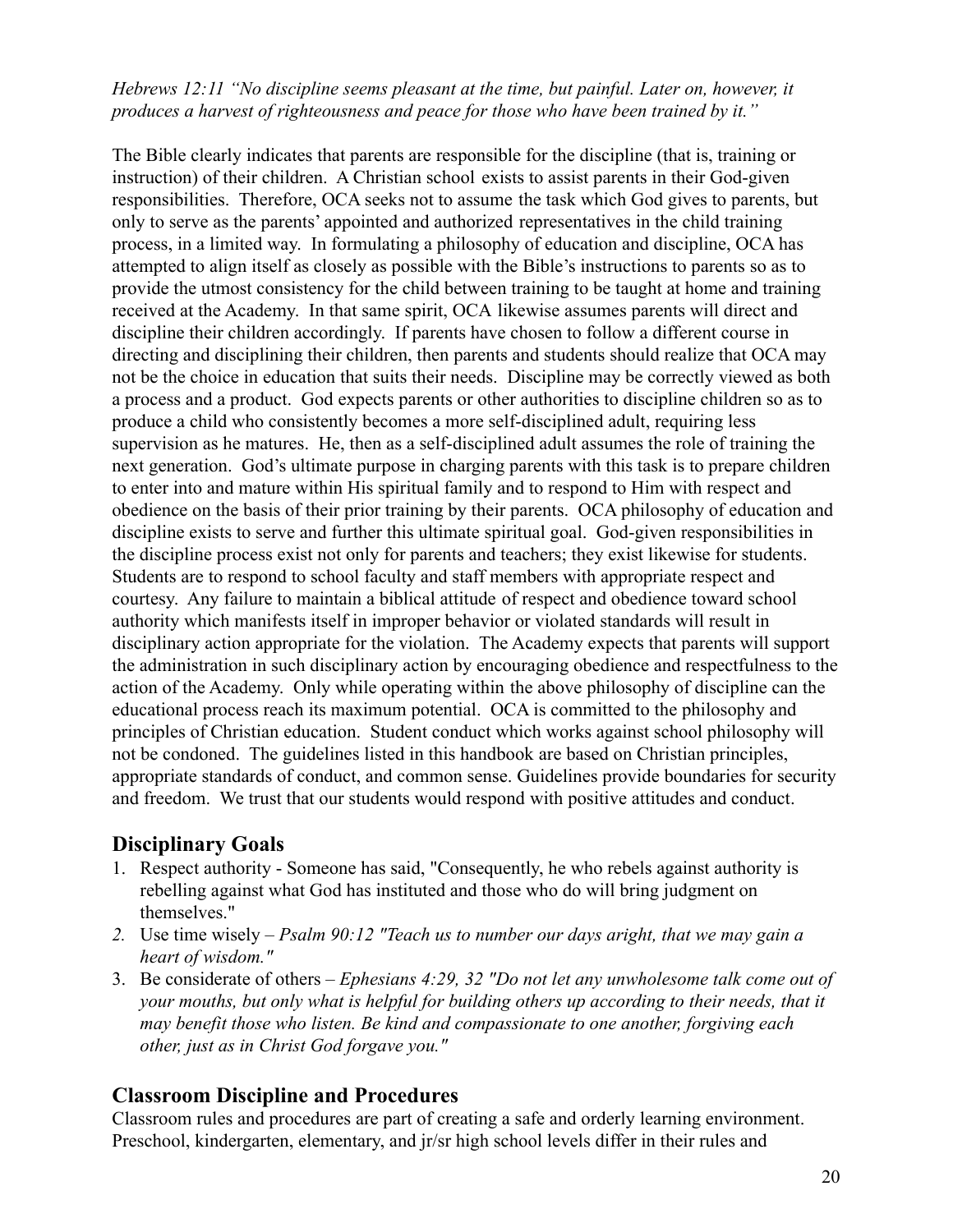*Hebrews 12:11 "No discipline seems pleasant at the time, but painful. Later on, however, it produces a harvest of righteousness and peace for those who have been trained by it."*

The Bible clearly indicates that parents are responsible for the discipline (that is, training or instruction) of their children. A Christian school exists to assist parents in their God-given responsibilities. Therefore, OCA seeks not to assume the task which God gives to parents, but only to serve as the parents' appointed and authorized representatives in the child training process, in a limited way. In formulating a philosophy of education and discipline, OCA has attempted to align itself as closely as possible with the Bible's instructions to parents so as to provide the utmost consistency for the child between training to be taught at home and training received at the Academy. In that same spirit, OCA likewise assumes parents will direct and discipline their children accordingly. If parents have chosen to follow a different course in directing and disciplining their children, then parents and students should realize that OCA may not be the choice in education that suits their needs. Discipline may be correctly viewed as both a process and a product. God expects parents or other authorities to discipline children so as to produce a child who consistently becomes a more self-disciplined adult, requiring less supervision as he matures. He, then as a self-disciplined adult assumes the role of training the next generation. God's ultimate purpose in charging parents with this task is to prepare children to enter into and mature within His spiritual family and to respond to Him with respect and obedience on the basis of their prior training by their parents. OCA philosophy of education and discipline exists to serve and further this ultimate spiritual goal. God-given responsibilities in the discipline process exist not only for parents and teachers; they exist likewise for students. Students are to respond to school faculty and staff members with appropriate respect and courtesy. Any failure to maintain a biblical attitude of respect and obedience toward school authority which manifests itself in improper behavior or violated standards will result in disciplinary action appropriate for the violation. The Academy expects that parents will support the administration in such disciplinary action by encouraging obedience and respectfulness to the action of the Academy. Only while operating within the above philosophy of discipline can the educational process reach its maximum potential. OCA is committed to the philosophy and principles of Christian education. Student conduct which works against school philosophy will not be condoned. The guidelines listed in this handbook are based on Christian principles, appropriate standards of conduct, and common sense. Guidelines provide boundaries for security and freedom. We trust that our students would respond with positive attitudes and conduct.

## Disciplinary Goals

1. Respect authority - Someone has said, "Consequently, he who rebels against authority is rebelling against what God has instituted and those who do will bring judgment on themselves."
2. Use time wisely – *Psalm 90:12 "Teach us to number our days aright, that we may gain a heart of wisdom."*
3. Be considerate of others – *Ephesians 4:29, 32 "Do not let any unwholesome talk come out of your mouths, but only what is helpful for building others up according to their needs, that it may benefit those who listen. Be kind and compassionate to one another, forgiving each other, just as in Christ God forgave you."*

## Classroom Discipline and Procedures

Classroom rules and procedures are part of creating a safe and orderly learning environment. Preschool, kindergarten, elementary, and jr/sr high school levels differ in their rules and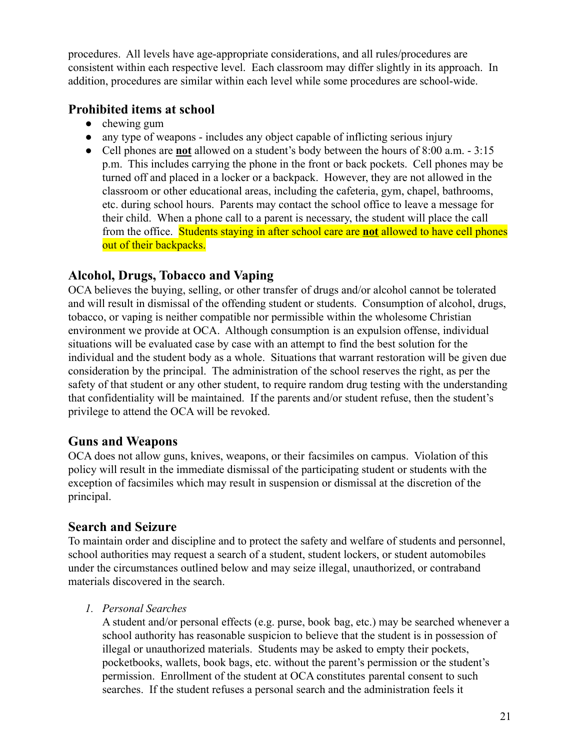procedures. All levels have age-appropriate considerations, and all rules/procedures are consistent within each respective level. Each classroom may differ slightly in its approach. In addition, procedures are similar within each level while some procedures are school-wide.

## Prohibited items at school

- chewing gum
- any type of weapons - includes any object capable of inflicting serious injury
- Cell phones are **not** allowed on a student's body between the hours of 8:00 a.m. - 3:15 p.m. This includes carrying the phone in the front or back pockets. Cell phones may be turned off and placed in a locker or a backpack. However, they are not allowed in the classroom or other educational areas, including the cafeteria, gym, chapel, bathrooms, etc. during school hours. Parents may contact the school office to leave a message for their child. When a phone call to a parent is necessary, the student will place the call from the office. Students staying in after school care are **not** allowed to have cell phones out of their backpacks.

## Alcohol, Drugs, Tobacco and Vaping

OCA believes the buying, selling, or other transfer of drugs and/or alcohol cannot be tolerated and will result in dismissal of the offending student or students. Consumption of alcohol, drugs, tobacco, or vaping is neither compatible nor permissible within the wholesome Christian environment we provide at OCA. Although consumption is an expulsion offense, individual situations will be evaluated case by case with an attempt to find the best solution for the individual and the student body as a whole. Situations that warrant restoration will be given due consideration by the principal. The administration of the school reserves the right, as per the safety of that student or any other student, to require random drug testing with the understanding that confidentiality will be maintained. If the parents and/or student refuse, then the student's privilege to attend the OCA will be revoked.

## Guns and Weapons

OCA does not allow guns, knives, weapons, or their facsimiles on campus. Violation of this policy will result in the immediate dismissal of the participating student or students with the exception of facsimiles which may result in suspension or dismissal at the discretion of the principal.

## Search and Seizure

To maintain order and discipline and to protect the safety and welfare of students and personnel, school authorities may request a search of a student, student lockers, or student automobiles under the circumstances outlined below and may seize illegal, unauthorized, or contraband materials discovered in the search.

1. *Personal Searches*

   A student and/or personal effects (e.g. purse, book bag, etc.) may be searched whenever a school authority has reasonable suspicion to believe that the student is in possession of illegal or unauthorized materials. Students may be asked to empty their pockets, pocketbooks, wallets, book bags, etc. without the parent's permission or the student's permission. Enrollment of the student at OCA constitutes parental consent to such searches. If the student refuses a personal search and the administration feels it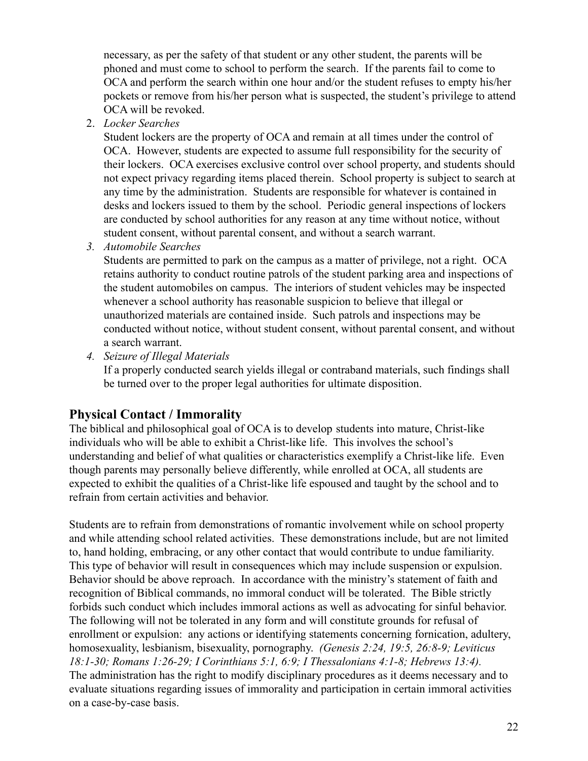necessary, as per the safety of that student or any other student, the parents will be phoned and must come to school to perform the search. If the parents fail to come to OCA and perform the search within one hour and/or the student refuses to empty his/her pockets or remove from his/her person what is suspected, the student's privilege to attend OCA will be revoked.

2. *Locker Searches*
   Student lockers are the property of OCA and remain at all times under the control of OCA. However, students are expected to assume full responsibility for the security of their lockers. OCA exercises exclusive control over school property, and students should not expect privacy regarding items placed therein. School property is subject to search at any time by the administration. Students are responsible for whatever is contained in desks and lockers issued to them by the school. Periodic general inspections of lockers are conducted by school authorities for any reason at any time without notice, without student consent, without parental consent, and without a search warrant.
3. *Automobile Searches*
   Students are permitted to park on the campus as a matter of privilege, not a right. OCA retains authority to conduct routine patrols of the student parking area and inspections of the student automobiles on campus. The interiors of student vehicles may be inspected whenever a school authority has reasonable suspicion to believe that illegal or unauthorized materials are contained inside. Such patrols and inspections may be conducted without notice, without student consent, without parental consent, and without a search warrant.
4. *Seizure of Illegal Materials*
   If a properly conducted search yields illegal or contraband materials, such findings shall be turned over to the proper legal authorities for ultimate disposition.

## Physical Contact / Immorality

The biblical and philosophical goal of OCA is to develop students into mature, Christ-like individuals who will be able to exhibit a Christ-like life. This involves the school's understanding and belief of what qualities or characteristics exemplify a Christ-like life. Even though parents may personally believe differently, while enrolled at OCA, all students are expected to exhibit the qualities of a Christ-like life espoused and taught by the school and to refrain from certain activities and behavior.

Students are to refrain from demonstrations of romantic involvement while on school property and while attending school related activities. These demonstrations include, but are not limited to, hand holding, embracing, or any other contact that would contribute to undue familiarity. This type of behavior will result in consequences which may include suspension or expulsion. Behavior should be above reproach. In accordance with the ministry's statement of faith and recognition of Biblical commands, no immoral conduct will be tolerated. The Bible strictly forbids such conduct which includes immoral actions as well as advocating for sinful behavior. The following will not be tolerated in any form and will constitute grounds for refusal of enrollment or expulsion: any actions or identifying statements concerning fornication, adultery, homosexuality, lesbianism, bisexuality, pornography. *(Genesis 2:24, 19:5, 26:8-9; Leviticus 18:1-30; Romans 1:26-29; I Corinthians 5:1, 6:9; I Thessalonians 4:1-8; Hebrews 13:4).* The administration has the right to modify disciplinary procedures as it deems necessary and to evaluate situations regarding issues of immorality and participation in certain immoral activities on a case-by-case basis.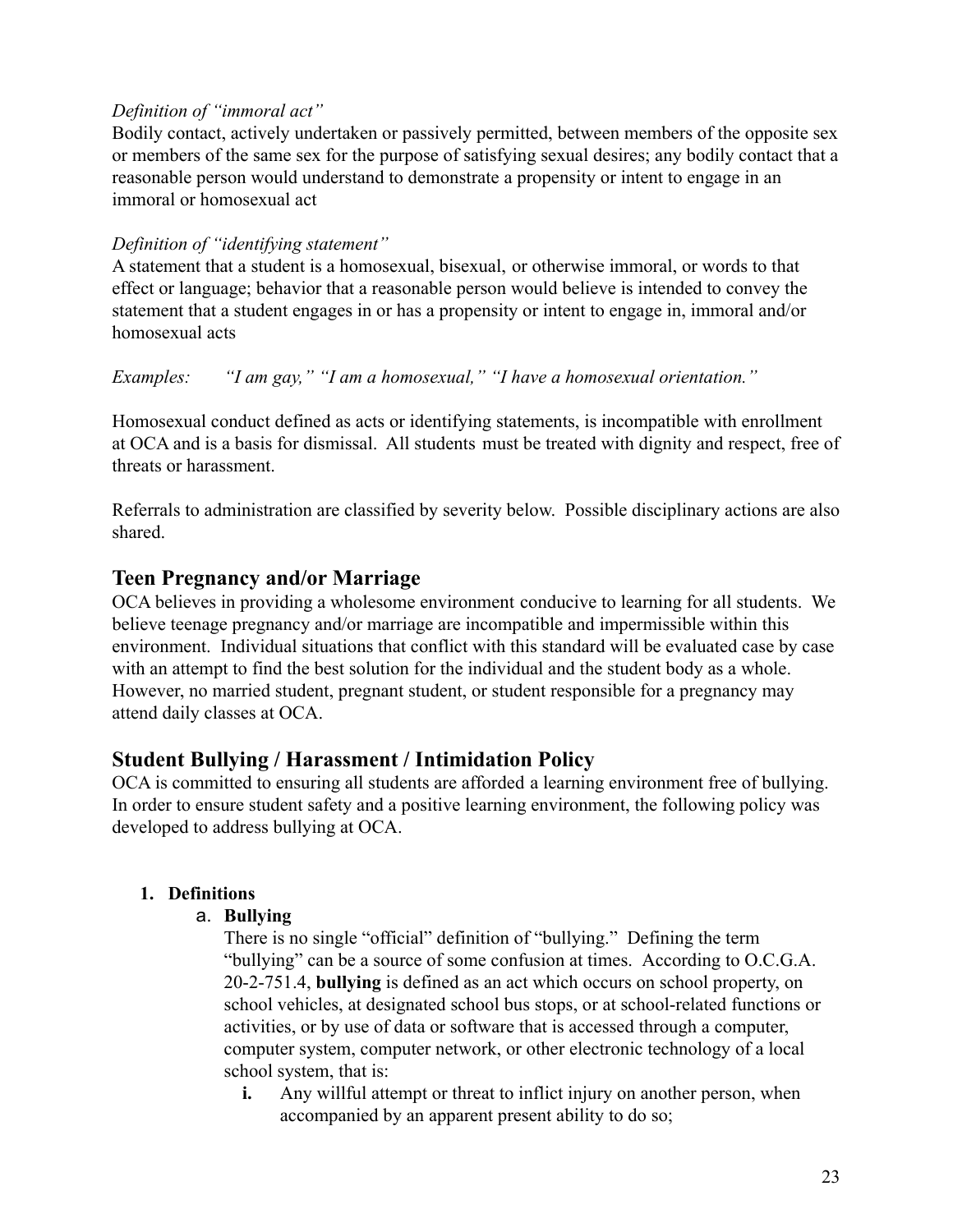*Definition of "immoral act"*
Bodily contact, actively undertaken or passively permitted, between members of the opposite sex or members of the same sex for the purpose of satisfying sexual desires; any bodily contact that a reasonable person would understand to demonstrate a propensity or intent to engage in an immoral or homosexual act

*Definition of "identifying statement"*
A statement that a student is a homosexual, bisexual, or otherwise immoral, or words to that effect or language; behavior that a reasonable person would believe is intended to convey the statement that a student engages in or has a propensity or intent to engage in, immoral and/or homosexual acts

*Examples: "I am gay," "I am a homosexual," "I have a homosexual orientation."*

Homosexual conduct defined as acts or identifying statements, is incompatible with enrollment at OCA and is a basis for dismissal. All students must be treated with dignity and respect, free of threats or harassment.

Referrals to administration are classified by severity below. Possible disciplinary actions are also shared.

## Teen Pregnancy and/or Marriage

OCA believes in providing a wholesome environment conducive to learning for all students. We believe teenage pregnancy and/or marriage are incompatible and impermissible within this environment. Individual situations that conflict with this standard will be evaluated case by case with an attempt to find the best solution for the individual and the student body as a whole. However, no married student, pregnant student, or student responsible for a pregnancy may attend daily classes at OCA.

## Student Bullying / Harassment / Intimidation Policy

OCA is committed to ensuring all students are afforded a learning environment free of bullying. In order to ensure student safety and a positive learning environment, the following policy was developed to address bullying at OCA.

1. **Definitions**
   a. **Bullying**
      There is no single "official" definition of "bullying." Defining the term "bullying" can be a source of some confusion at times. According to O.C.G.A. 20-2-751.4, **bullying** is defined as an act which occurs on school property, on school vehicles, at designated school bus stops, or at school-related functions or activities, or by use of data or software that is accessed through a computer, computer system, computer network, or other electronic technology of a local school system, that is:
      **i.** Any willful attempt or threat to inflict injury on another person, when accompanied by an apparent present ability to do so;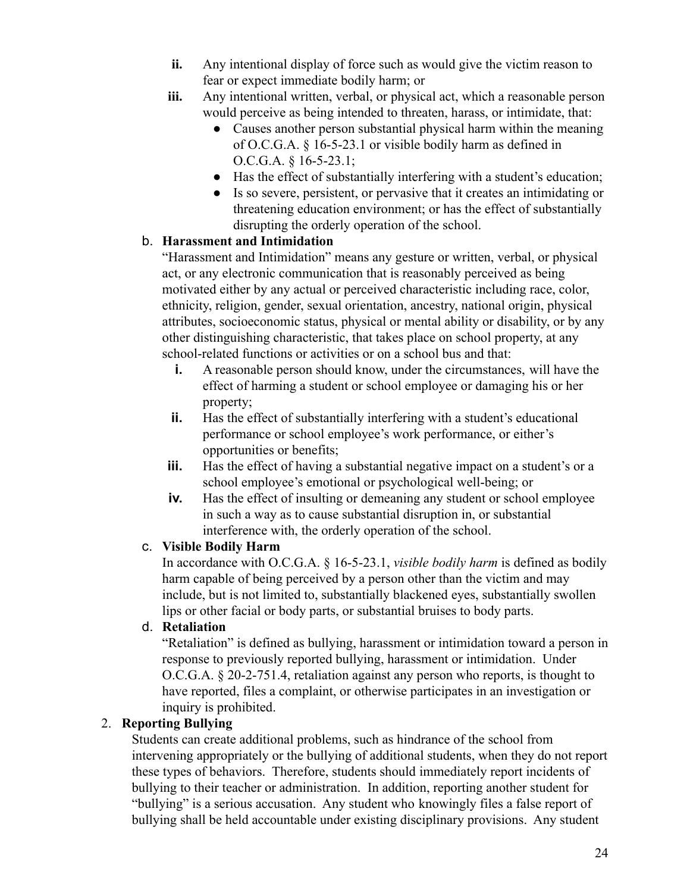ii. Any intentional display of force such as would give the victim reason to fear or expect immediate bodily harm; or

iii. Any intentional written, verbal, or physical act, which a reasonable person would perceive as being intended to threaten, harass, or intimidate, that:
   - Causes another person substantial physical harm within the meaning of O.C.G.A. § 16-5-23.1 or visible bodily harm as defined in O.C.G.A. § 16-5-23.1;
   - Has the effect of substantially interfering with a student's education;
   - Is so severe, persistent, or pervasive that it creates an intimidating or threatening education environment; or has the effect of substantially disrupting the orderly operation of the school.

b. **Harassment and Intimidation**

"Harassment and Intimidation" means any gesture or written, verbal, or physical act, or any electronic communication that is reasonably perceived as being motivated either by any actual or perceived characteristic including race, color, ethnicity, religion, gender, sexual orientation, ancestry, national origin, physical attributes, socioeconomic status, physical or mental ability or disability, or by any other distinguishing characteristic, that takes place on school property, at any school-related functions or activities or on a school bus and that:

i. A reasonable person should know, under the circumstances, will have the effect of harming a student or school employee or damaging his or her property;

ii. Has the effect of substantially interfering with a student's educational performance or school employee's work performance, or either's opportunities or benefits;

iii. Has the effect of having a substantial negative impact on a student's or a school employee's emotional or psychological well-being; or

iv. Has the effect of insulting or demeaning any student or school employee in such a way as to cause substantial disruption in, or substantial interference with, the orderly operation of the school.

c. **Visible Bodily Harm**

In accordance with O.C.G.A. § 16-5-23.1, *visible bodily harm* is defined as bodily harm capable of being perceived by a person other than the victim and may include, but is not limited to, substantially blackened eyes, substantially swollen lips or other facial or body parts, or substantial bruises to body parts.

d. **Retaliation**

"Retaliation" is defined as bullying, harassment or intimidation toward a person in response to previously reported bullying, harassment or intimidation. Under O.C.G.A. § 20-2-751.4, retaliation against any person who reports, is thought to have reported, files a complaint, or otherwise participates in an investigation or inquiry is prohibited.

2. **Reporting Bullying**

Students can create additional problems, such as hindrance of the school from intervening appropriately or the bullying of additional students, when they do not report these types of behaviors. Therefore, students should immediately report incidents of bullying to their teacher or administration. In addition, reporting another student for "bullying" is a serious accusation. Any student who knowingly files a false report of bullying shall be held accountable under existing disciplinary provisions. Any student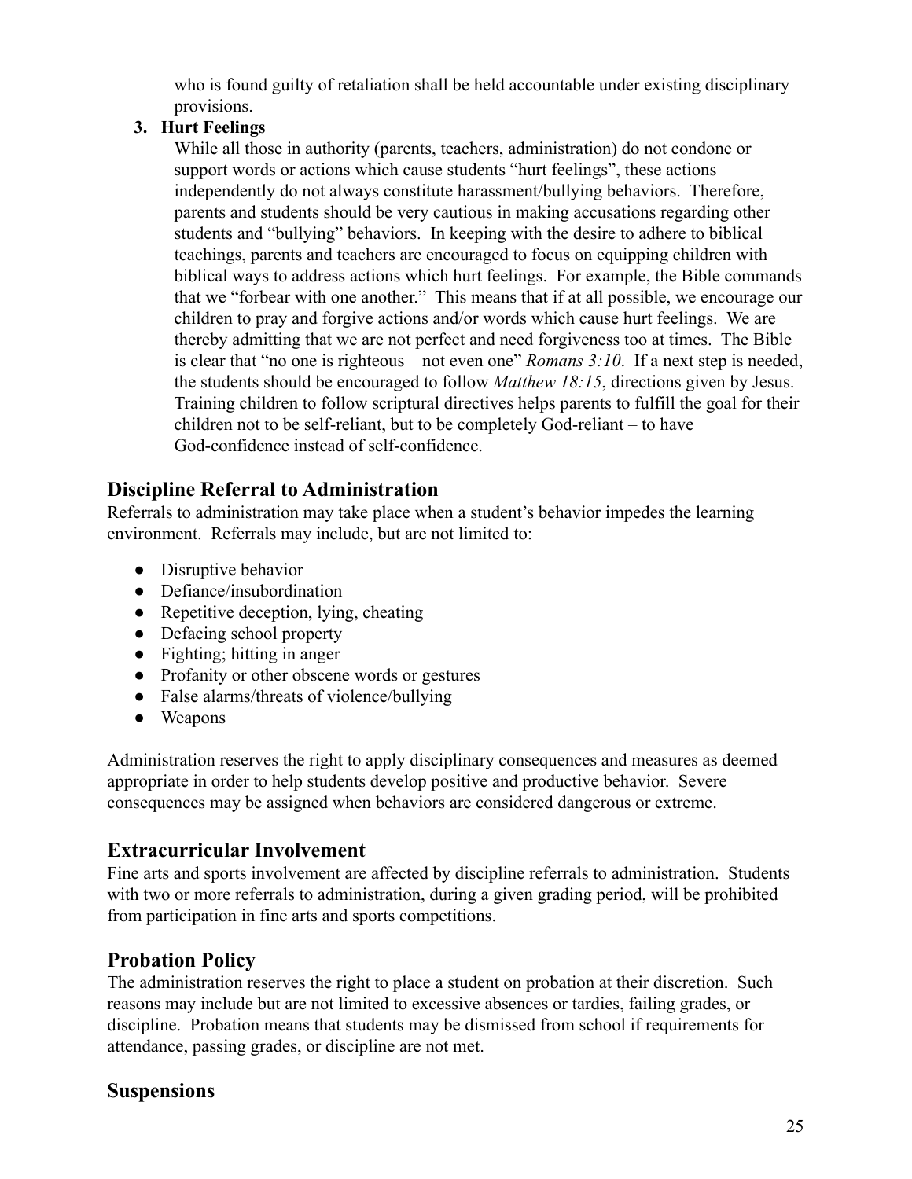who is found guilty of retaliation shall be held accountable under existing disciplinary provisions.

3. **Hurt Feelings**

   While all those in authority (parents, teachers, administration) do not condone or support words or actions which cause students "hurt feelings", these actions independently do not always constitute harassment/bullying behaviors. Therefore, parents and students should be very cautious in making accusations regarding other students and "bullying" behaviors. In keeping with the desire to adhere to biblical teachings, parents and teachers are encouraged to focus on equipping children with biblical ways to address actions which hurt feelings. For example, the Bible commands that we "forbear with one another." This means that if at all possible, we encourage our children to pray and forgive actions and/or words which cause hurt feelings. We are thereby admitting that we are not perfect and need forgiveness too at times. The Bible is clear that "no one is righteous – not even one" *Romans 3:10*. If a next step is needed, the students should be encouraged to follow *Matthew 18:15*, directions given by Jesus. Training children to follow scriptural directives helps parents to fulfill the goal for their children not to be self-reliant, but to be completely God-reliant – to have God-confidence instead of self-confidence.

## Discipline Referral to Administration

Referrals to administration may take place when a student's behavior impedes the learning environment. Referrals may include, but are not limited to:

- Disruptive behavior
- Defiance/insubordination
- Repetitive deception, lying, cheating
- Defacing school property
- Fighting; hitting in anger
- Profanity or other obscene words or gestures
- False alarms/threats of violence/bullying
- Weapons

Administration reserves the right to apply disciplinary consequences and measures as deemed appropriate in order to help students develop positive and productive behavior. Severe consequences may be assigned when behaviors are considered dangerous or extreme.

## Extracurricular Involvement

Fine arts and sports involvement are affected by discipline referrals to administration. Students with two or more referrals to administration, during a given grading period, will be prohibited from participation in fine arts and sports competitions.

## Probation Policy

The administration reserves the right to place a student on probation at their discretion. Such reasons may include but are not limited to excessive absences or tardies, failing grades, or discipline. Probation means that students may be dismissed from school if requirements for attendance, passing grades, or discipline are not met.

## Suspensions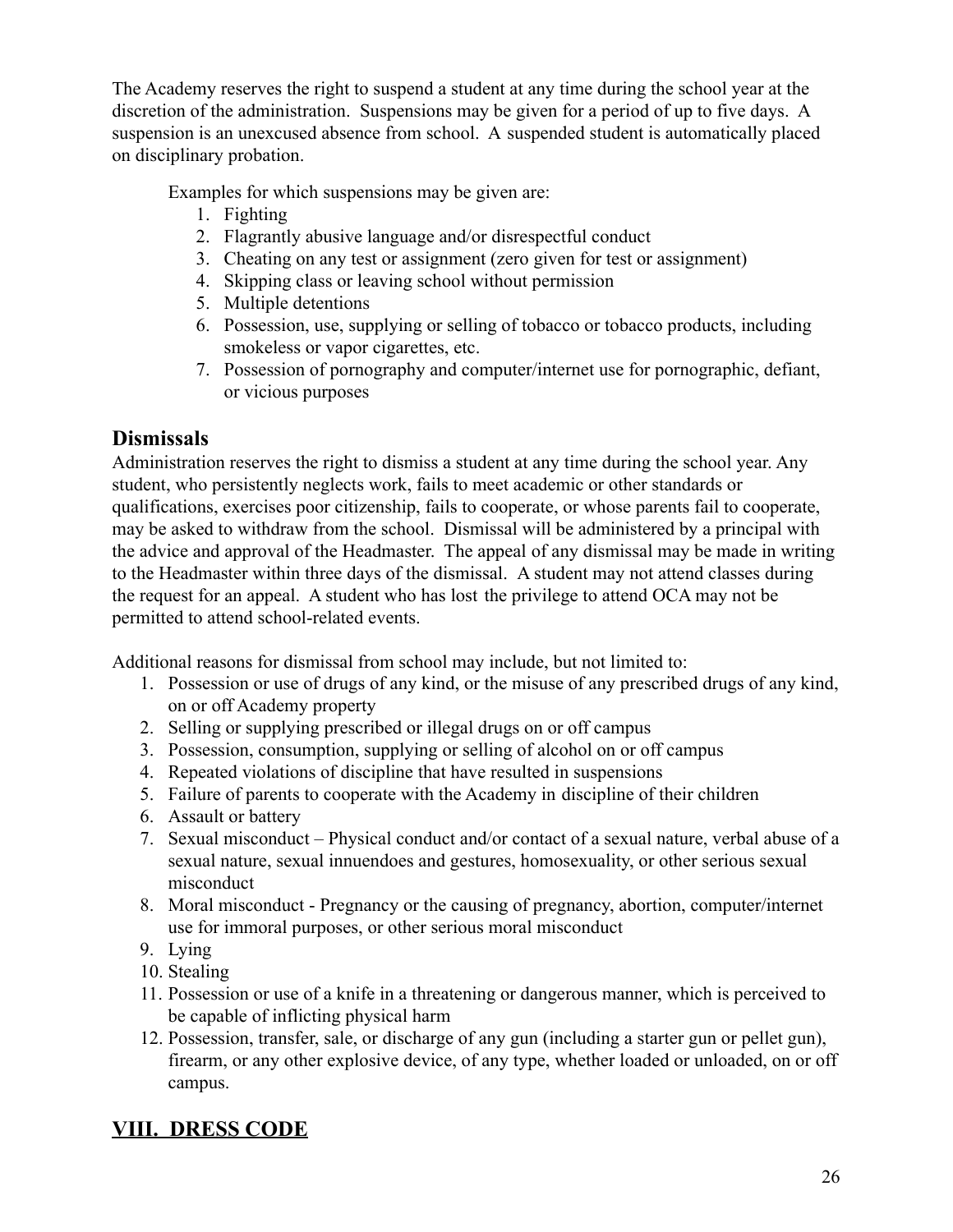The Academy reserves the right to suspend a student at any time during the school year at the discretion of the administration. Suspensions may be given for a period of up to five days. A suspension is an unexcused absence from school. A suspended student is automatically placed on disciplinary probation.

Examples for which suspensions may be given are:

1. Fighting
2. Flagrantly abusive language and/or disrespectful conduct
3. Cheating on any test or assignment (zero given for test or assignment)
4. Skipping class or leaving school without permission
5. Multiple detentions
6. Possession, use, supplying or selling of tobacco or tobacco products, including smokeless or vapor cigarettes, etc.
7. Possession of pornography and computer/internet use for pornographic, defiant, or vicious purposes

## Dismissals

Administration reserves the right to dismiss a student at any time during the school year. Any student, who persistently neglects work, fails to meet academic or other standards or qualifications, exercises poor citizenship, fails to cooperate, or whose parents fail to cooperate, may be asked to withdraw from the school. Dismissal will be administered by a principal with the advice and approval of the Headmaster. The appeal of any dismissal may be made in writing to the Headmaster within three days of the dismissal. A student may not attend classes during the request for an appeal. A student who has lost the privilege to attend OCA may not be permitted to attend school-related events.

Additional reasons for dismissal from school may include, but not limited to:

1. Possession or use of drugs of any kind, or the misuse of any prescribed drugs of any kind, on or off Academy property
2. Selling or supplying prescribed or illegal drugs on or off campus
3. Possession, consumption, supplying or selling of alcohol on or off campus
4. Repeated violations of discipline that have resulted in suspensions
5. Failure of parents to cooperate with the Academy in discipline of their children
6. Assault or battery
7. Sexual misconduct – Physical conduct and/or contact of a sexual nature, verbal abuse of a sexual nature, sexual innuendoes and gestures, homosexuality, or other serious sexual misconduct
8. Moral misconduct - Pregnancy or the causing of pregnancy, abortion, computer/internet use for immoral purposes, or other serious moral misconduct
9. Lying
10. Stealing
11. Possession or use of a knife in a threatening or dangerous manner, which is perceived to be capable of inflicting physical harm
12. Possession, transfer, sale, or discharge of any gun (including a starter gun or pellet gun), firearm, or any other explosive device, of any type, whether loaded or unloaded, on or off campus.

# VIII. DRESS CODE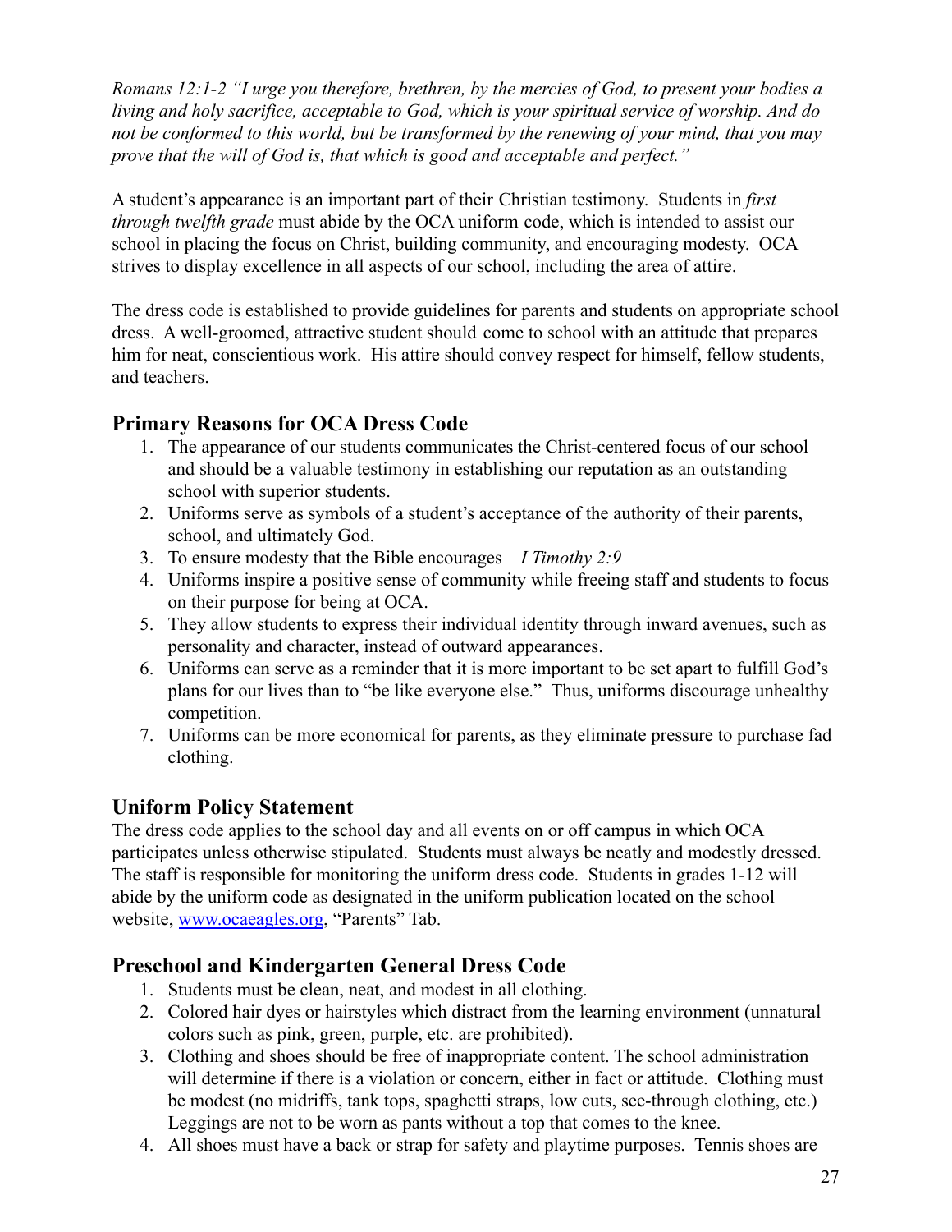*Romans 12:1-2 "I urge you therefore, brethren, by the mercies of God, to present your bodies a living and holy sacrifice, acceptable to God, which is your spiritual service of worship. And do not be conformed to this world, but be transformed by the renewing of your mind, that you may prove that the will of God is, that which is good and acceptable and perfect."*

A student's appearance is an important part of their Christian testimony. Students in *first through twelfth grade* must abide by the OCA uniform code, which is intended to assist our school in placing the focus on Christ, building community, and encouraging modesty. OCA strives to display excellence in all aspects of our school, including the area of attire.

The dress code is established to provide guidelines for parents and students on appropriate school dress. A well-groomed, attractive student should come to school with an attitude that prepares him for neat, conscientious work. His attire should convey respect for himself, fellow students, and teachers.

## Primary Reasons for OCA Dress Code

1. The appearance of our students communicates the Christ-centered focus of our school and should be a valuable testimony in establishing our reputation as an outstanding school with superior students.
2. Uniforms serve as symbols of a student's acceptance of the authority of their parents, school, and ultimately God.
3. To ensure modesty that the Bible encourages – *I Timothy 2:9*
4. Uniforms inspire a positive sense of community while freeing staff and students to focus on their purpose for being at OCA.
5. They allow students to express their individual identity through inward avenues, such as personality and character, instead of outward appearances.
6. Uniforms can serve as a reminder that it is more important to be set apart to fulfill God's plans for our lives than to "be like everyone else." Thus, uniforms discourage unhealthy competition.
7. Uniforms can be more economical for parents, as they eliminate pressure to purchase fad clothing.

## Uniform Policy Statement

The dress code applies to the school day and all events on or off campus in which OCA participates unless otherwise stipulated. Students must always be neatly and modestly dressed. The staff is responsible for monitoring the uniform dress code. Students in grades 1-12 will abide by the uniform code as designated in the uniform publication located on the school website, [www.ocaeagles.org](http://www.ocaeagles.org), "Parents" Tab.

## Preschool and Kindergarten General Dress Code

1. Students must be clean, neat, and modest in all clothing.
2. Colored hair dyes or hairstyles which distract from the learning environment (unnatural colors such as pink, green, purple, etc. are prohibited).
3. Clothing and shoes should be free of inappropriate content. The school administration will determine if there is a violation or concern, either in fact or attitude. Clothing must be modest (no midriffs, tank tops, spaghetti straps, low cuts, see-through clothing, etc.) Leggings are not to be worn as pants without a top that comes to the knee.
4. All shoes must have a back or strap for safety and playtime purposes. Tennis shoes are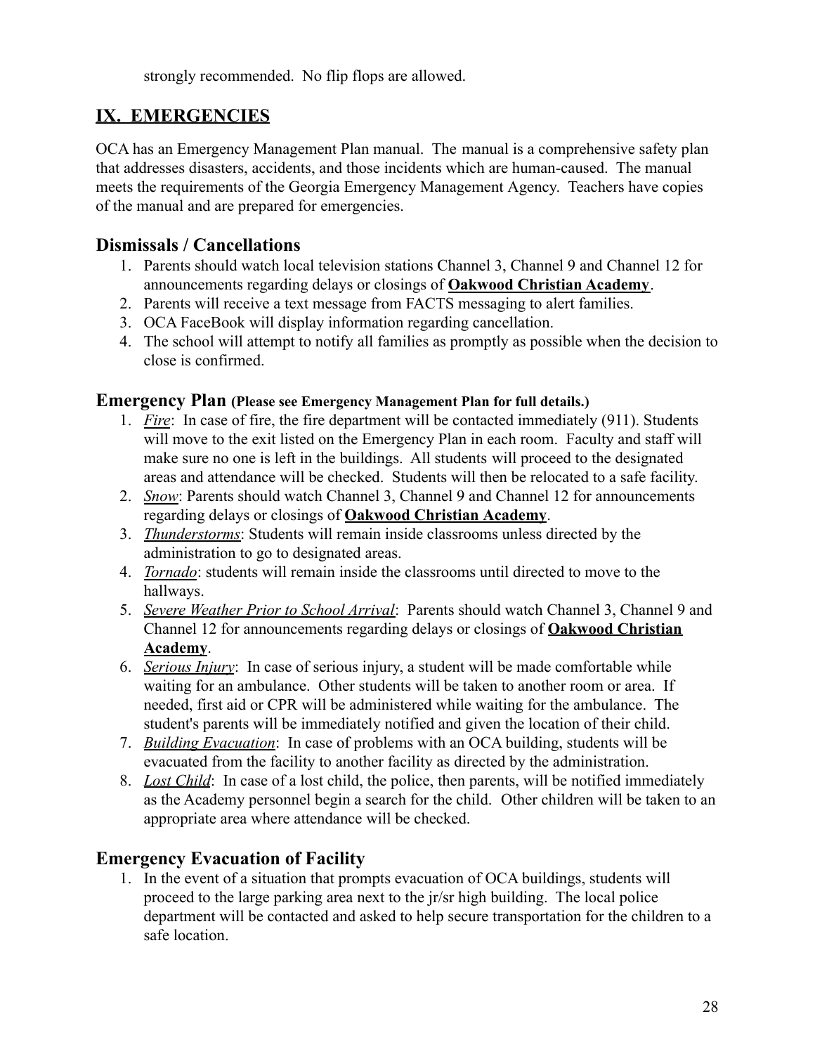strongly recommended. No flip flops are allowed.

## IX. EMERGENCIES

OCA has an Emergency Management Plan manual. The manual is a comprehensive safety plan that addresses disasters, accidents, and those incidents which are human-caused. The manual meets the requirements of the Georgia Emergency Management Agency. Teachers have copies of the manual and are prepared for emergencies.

### Dismissals / Cancellations

1. Parents should watch local television stations Channel 3, Channel 9 and Channel 12 for announcements regarding delays or closings of **Oakwood Christian Academy**.
2. Parents will receive a text message from FACTS messaging to alert families.
3. OCA FaceBook will display information regarding cancellation.
4. The school will attempt to notify all families as promptly as possible when the decision to close is confirmed.

### Emergency Plan (Please see Emergency Management Plan for full details.)

1. *Fire*: In case of fire, the fire department will be contacted immediately (911). Students will move to the exit listed on the Emergency Plan in each room. Faculty and staff will make sure no one is left in the buildings. All students will proceed to the designated areas and attendance will be checked. Students will then be relocated to a safe facility.
2. *Snow*: Parents should watch Channel 3, Channel 9 and Channel 12 for announcements regarding delays or closings of **Oakwood Christian Academy**.
3. *Thunderstorms*: Students will remain inside classrooms unless directed by the administration to go to designated areas.
4. *Tornado*: students will remain inside the classrooms until directed to move to the hallways.
5. *Severe Weather Prior to School Arrival*: Parents should watch Channel 3, Channel 9 and Channel 12 for announcements regarding delays or closings of **Oakwood Christian Academy**.
6. *Serious Injury*: In case of serious injury, a student will be made comfortable while waiting for an ambulance. Other students will be taken to another room or area. If needed, first aid or CPR will be administered while waiting for the ambulance. The student's parents will be immediately notified and given the location of their child.
7. *Building Evacuation*: In case of problems with an OCA building, students will be evacuated from the facility to another facility as directed by the administration.
8. *Lost Child*: In case of a lost child, the police, then parents, will be notified immediately as the Academy personnel begin a search for the child. Other children will be taken to an appropriate area where attendance will be checked.

### Emergency Evacuation of Facility

1. In the event of a situation that prompts evacuation of OCA buildings, students will proceed to the large parking area next to the jr/sr high building. The local police department will be contacted and asked to help secure transportation for the children to a safe location.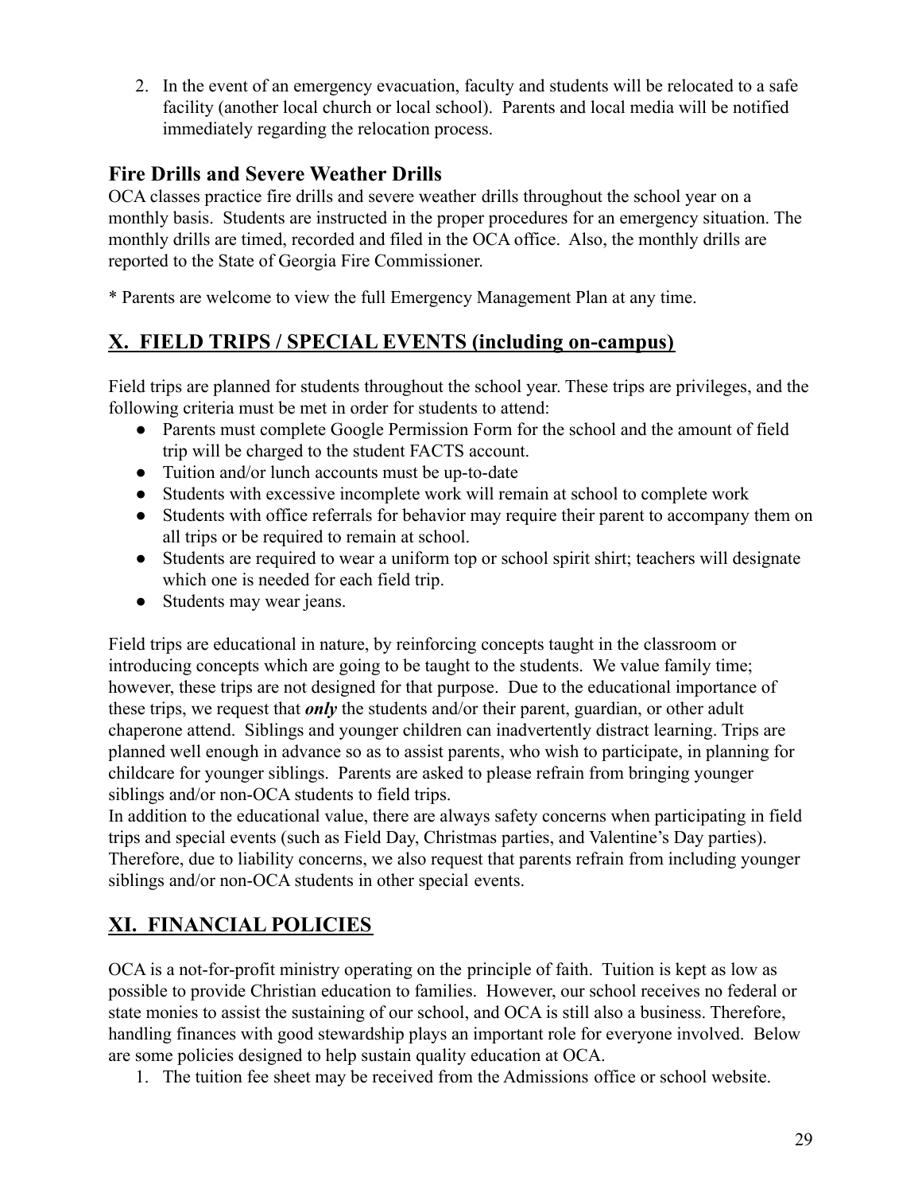2. In the event of an emergency evacuation, faculty and students will be relocated to a safe facility (another local church or local school). Parents and local media will be notified immediately regarding the relocation process.

### Fire Drills and Severe Weather Drills

OCA classes practice fire drills and severe weather drills throughout the school year on a monthly basis. Students are instructed in the proper procedures for an emergency situation. The monthly drills are timed, recorded and filed in the OCA office. Also, the monthly drills are reported to the State of Georgia Fire Commissioner.

* Parents are welcome to view the full Emergency Management Plan at any time.

## X. FIELD TRIPS / SPECIAL EVENTS (including on-campus)

Field trips are planned for students throughout the school year. These trips are privileges, and the following criteria must be met in order for students to attend:

- Parents must complete Google Permission Form for the school and the amount of field trip will be charged to the student FACTS account.
- Tuition and/or lunch accounts must be up-to-date
- Students with excessive incomplete work will remain at school to complete work
- Students with office referrals for behavior may require their parent to accompany them on all trips or be required to remain at school.
- Students are required to wear a uniform top or school spirit shirt; teachers will designate which one is needed for each field trip.
- Students may wear jeans.

Field trips are educational in nature, by reinforcing concepts taught in the classroom or introducing concepts which are going to be taught to the students. We value family time; however, these trips are not designed for that purpose. Due to the educational importance of these trips, we request that ***only*** the students and/or their parent, guardian, or other adult chaperone attend. Siblings and younger children can inadvertently distract learning. Trips are planned well enough in advance so as to assist parents, who wish to participate, in planning for childcare for younger siblings. Parents are asked to please refrain from bringing younger siblings and/or non-OCA students to field trips.

In addition to the educational value, there are always safety concerns when participating in field trips and special events (such as Field Day, Christmas parties, and Valentine's Day parties). Therefore, due to liability concerns, we also request that parents refrain from including younger siblings and/or non-OCA students in other special events.

## XI. FINANCIAL POLICIES

OCA is a not-for-profit ministry operating on the principle of faith. Tuition is kept as low as possible to provide Christian education to families. However, our school receives no federal or state monies to assist the sustaining of our school, and OCA is still also a business. Therefore, handling finances with good stewardship plays an important role for everyone involved. Below are some policies designed to help sustain quality education at OCA.

1. The tuition fee sheet may be received from the Admissions office or school website.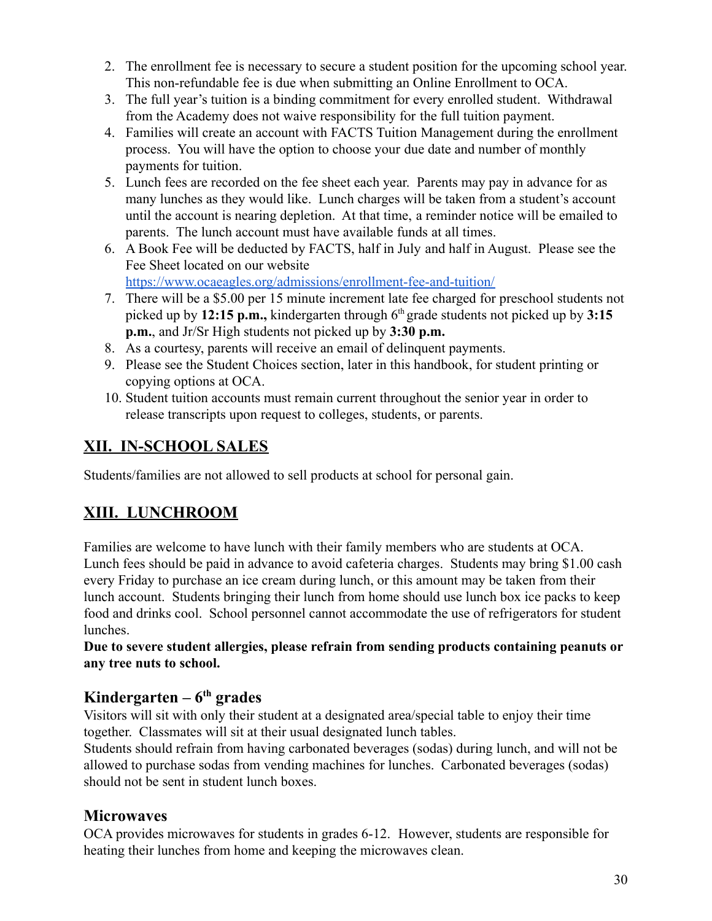2. The enrollment fee is necessary to secure a student position for the upcoming school year. This non-refundable fee is due when submitting an Online Enrollment to OCA.
3. The full year's tuition is a binding commitment for every enrolled student. Withdrawal from the Academy does not waive responsibility for the full tuition payment.
4. Families will create an account with FACTS Tuition Management during the enrollment process. You will have the option to choose your due date and number of monthly payments for tuition.
5. Lunch fees are recorded on the fee sheet each year. Parents may pay in advance for as many lunches as they would like. Lunch charges will be taken from a student's account until the account is nearing depletion. At that time, a reminder notice will be emailed to parents. The lunch account must have available funds at all times.
6. A Book Fee will be deducted by FACTS, half in July and half in August. Please see the Fee Sheet located on our website https://www.ocaeagles.org/admissions/enrollment-fee-and-tuition/
7. There will be a $5.00 per 15 minute increment late fee charged for preschool students not picked up by **12:15 p.m.,** kindergarten through 6th grade students not picked up by **3:15 p.m.**, and Jr/Sr High students not picked up by **3:30 p.m.**
8. As a courtesy, parents will receive an email of delinquent payments.
9. Please see the Student Choices section, later in this handbook, for student printing or copying options at OCA.
10. Student tuition accounts must remain current throughout the senior year in order to release transcripts upon request to colleges, students, or parents.

## XII. IN-SCHOOL SALES

Students/families are not allowed to sell products at school for personal gain.

## XIII. LUNCHROOM

Families are welcome to have lunch with their family members who are students at OCA. Lunch fees should be paid in advance to avoid cafeteria charges. Students may bring $1.00 cash every Friday to purchase an ice cream during lunch, or this amount may be taken from their lunch account. Students bringing their lunch from home should use lunch box ice packs to keep food and drinks cool. School personnel cannot accommodate the use of refrigerators for student lunches.

**Due to severe student allergies, please refrain from sending products containing peanuts or any tree nuts to school.**

### Kindergarten – 6th grades

Visitors will sit with only their student at a designated area/special table to enjoy their time together. Classmates will sit at their usual designated lunch tables.

Students should refrain from having carbonated beverages (sodas) during lunch, and will not be allowed to purchase sodas from vending machines for lunches. Carbonated beverages (sodas) should not be sent in student lunch boxes.

### Microwaves

OCA provides microwaves for students in grades 6-12. However, students are responsible for heating their lunches from home and keeping the microwaves clean.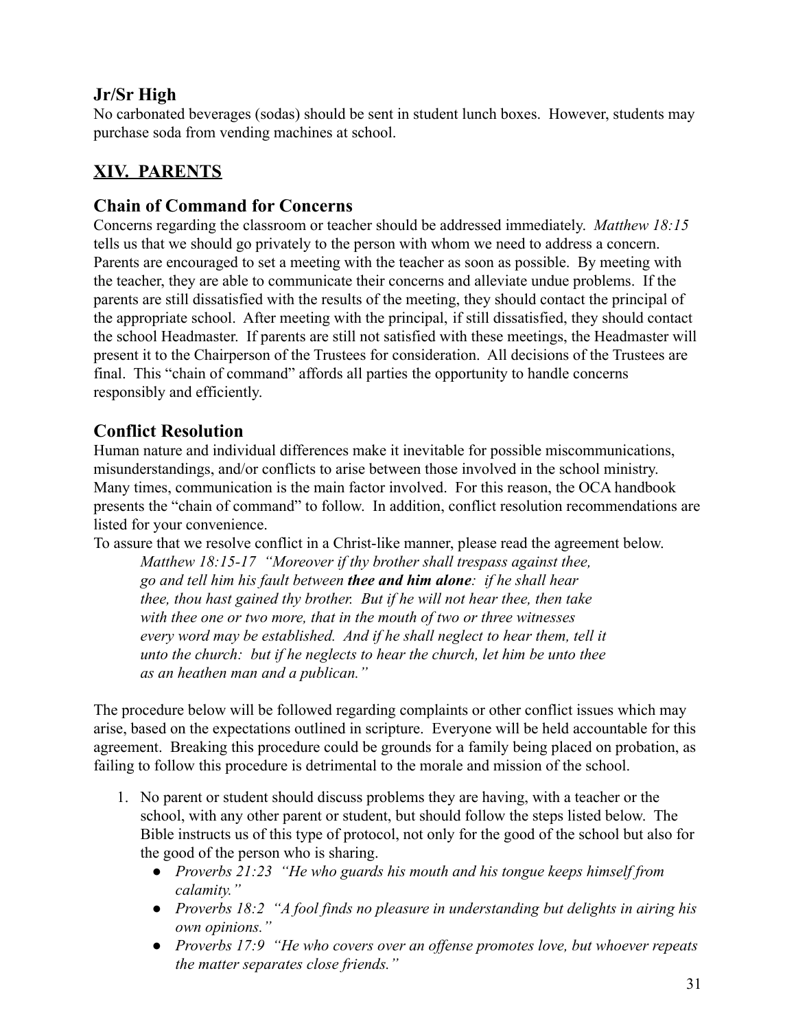### Jr/Sr High

No carbonated beverages (sodas) should be sent in student lunch boxes. However, students may purchase soda from vending machines at school.

## XIV. PARENTS

### Chain of Command for Concerns

Concerns regarding the classroom or teacher should be addressed immediately. *Matthew 18:15* tells us that we should go privately to the person with whom we need to address a concern. Parents are encouraged to set a meeting with the teacher as soon as possible. By meeting with the teacher, they are able to communicate their concerns and alleviate undue problems. If the parents are still dissatisfied with the results of the meeting, they should contact the principal of the appropriate school. After meeting with the principal, if still dissatisfied, they should contact the school Headmaster. If parents are still not satisfied with these meetings, the Headmaster will present it to the Chairperson of the Trustees for consideration. All decisions of the Trustees are final. This "chain of command" affords all parties the opportunity to handle concerns responsibly and efficiently.

### Conflict Resolution

Human nature and individual differences make it inevitable for possible miscommunications, misunderstandings, and/or conflicts to arise between those involved in the school ministry. Many times, communication is the main factor involved. For this reason, the OCA handbook presents the "chain of command" to follow. In addition, conflict resolution recommendations are listed for your convenience.

To assure that we resolve conflict in a Christ-like manner, please read the agreement below.

> *Matthew 18:15-17 "Moreover if thy brother shall trespass against thee, go and tell him his fault between* ***thee and him alone****: if he shall hear thee, thou hast gained thy brother. But if he will not hear thee, then take with thee one or two more, that in the mouth of two or three witnesses every word may be established. And if he shall neglect to hear them, tell it unto the church: but if he neglects to hear the church, let him be unto thee as an heathen man and a publican."*

The procedure below will be followed regarding complaints or other conflict issues which may arise, based on the expectations outlined in scripture. Everyone will be held accountable for this agreement. Breaking this procedure could be grounds for a family being placed on probation, as failing to follow this procedure is detrimental to the morale and mission of the school.

1. No parent or student should discuss problems they are having, with a teacher or the school, with any other parent or student, but should follow the steps listed below. The Bible instructs us of this type of protocol, not only for the good of the school but also for the good of the person who is sharing.
    - *Proverbs 21:23 "He who guards his mouth and his tongue keeps himself from calamity."*
    - *Proverbs 18:2 "A fool finds no pleasure in understanding but delights in airing his own opinions."*
    - *Proverbs 17:9 "He who covers over an offense promotes love, but whoever repeats the matter separates close friends."*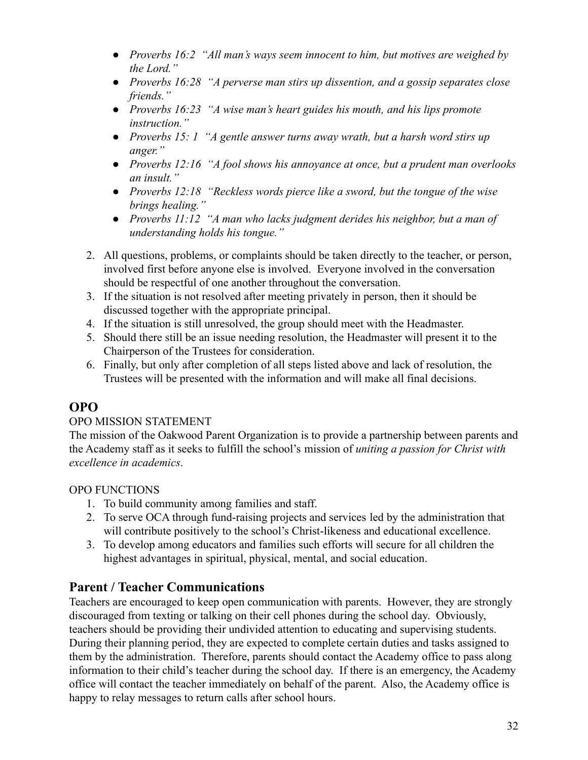- *Proverbs 16:2 "All man's ways seem innocent to him, but motives are weighed by the Lord."*
- *Proverbs 16:28 "A perverse man stirs up dissention, and a gossip separates close friends."*
- *Proverbs 16:23 "A wise man's heart guides his mouth, and his lips promote instruction."*
- *Proverbs 15: 1 "A gentle answer turns away wrath, but a harsh word stirs up anger."*
- *Proverbs 12:16 "A fool shows his annoyance at once, but a prudent man overlooks an insult."*
- *Proverbs 12:18 "Reckless words pierce like a sword, but the tongue of the wise brings healing."*
- *Proverbs 11:12 "A man who lacks judgment derides his neighbor, but a man of understanding holds his tongue."*

2. All questions, problems, or complaints should be taken directly to the teacher, or person, involved first before anyone else is involved. Everyone involved in the conversation should be respectful of one another throughout the conversation.
3. If the situation is not resolved after meeting privately in person, then it should be discussed together with the appropriate principal.
4. If the situation is still unresolved, the group should meet with the Headmaster.
5. Should there still be an issue needing resolution, the Headmaster will present it to the Chairperson of the Trustees for consideration.
6. Finally, but only after completion of all steps listed above and lack of resolution, the Trustees will be presented with the information and will make all final decisions.

## OPO

OPO MISSION STATEMENT

The mission of the Oakwood Parent Organization is to provide a partnership between parents and the Academy staff as it seeks to fulfill the school's mission of *uniting a passion for Christ with excellence in academics*.

OPO FUNCTIONS

1. To build community among families and staff.
2. To serve OCA through fund-raising projects and services led by the administration that will contribute positively to the school's Christ-likeness and educational excellence.
3. To develop among educators and families such efforts will secure for all children the highest advantages in spiritual, physical, mental, and social education.

## Parent / Teacher Communications

Teachers are encouraged to keep open communication with parents. However, they are strongly discouraged from texting or talking on their cell phones during the school day. Obviously, teachers should be providing their undivided attention to educating and supervising students. During their planning period, they are expected to complete certain duties and tasks assigned to them by the administration. Therefore, parents should contact the Academy office to pass along information to their child's teacher during the school day. If there is an emergency, the Academy office will contact the teacher immediately on behalf of the parent. Also, the Academy office is happy to relay messages to return calls after school hours.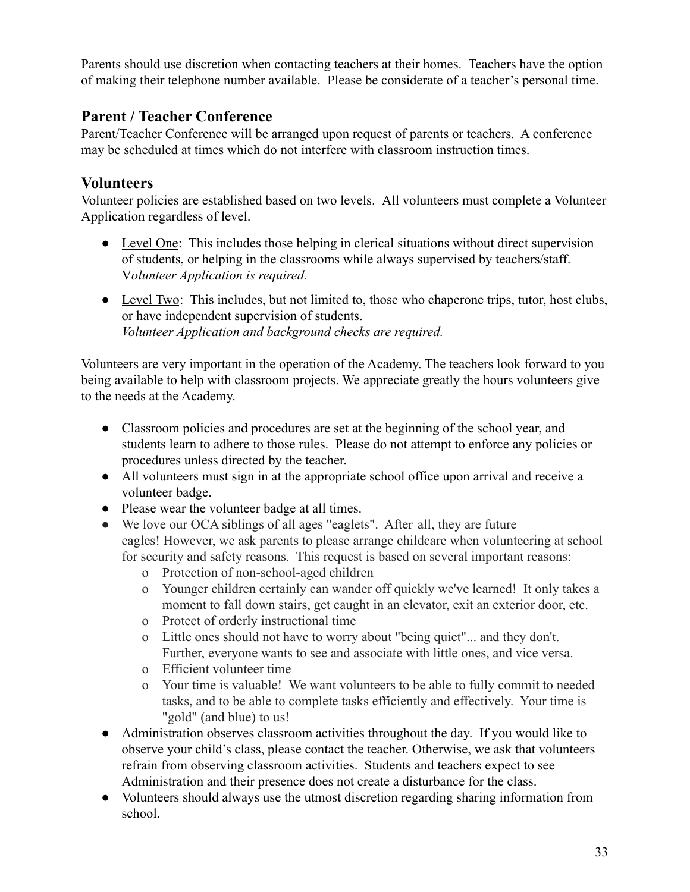Parents should use discretion when contacting teachers at their homes. Teachers have the option of making their telephone number available. Please be considerate of a teacher's personal time.

## Parent / Teacher Conference

Parent/Teacher Conference will be arranged upon request of parents or teachers. A conference may be scheduled at times which do not interfere with classroom instruction times.

## Volunteers

Volunteer policies are established based on two levels. All volunteers must complete a Volunteer Application regardless of level.

- <u>Level One</u>: This includes those helping in clerical situations without direct supervision of students, or helping in the classrooms while always supervised by teachers/staff. *Volunteer Application is required.*
- <u>Level Two</u>: This includes, but not limited to, those who chaperone trips, tutor, host clubs, or have independent supervision of students.
  *Volunteer Application and background checks are required.*

Volunteers are very important in the operation of the Academy. The teachers look forward to you being available to help with classroom projects. We appreciate greatly the hours volunteers give to the needs at the Academy.

- Classroom policies and procedures are set at the beginning of the school year, and students learn to adhere to those rules. Please do not attempt to enforce any policies or procedures unless directed by the teacher.
- All volunteers must sign in at the appropriate school office upon arrival and receive a volunteer badge.
- Please wear the volunteer badge at all times.
- We love our OCA siblings of all ages "eaglets". After all, they are future eagles! However, we ask parents to please arrange childcare when volunteering at school for security and safety reasons. This request is based on several important reasons:
  - Protection of non-school-aged children
  - Younger children certainly can wander off quickly we've learned! It only takes a moment to fall down stairs, get caught in an elevator, exit an exterior door, etc.
  - Protect of orderly instructional time
  - Little ones should not have to worry about "being quiet"... and they don't. Further, everyone wants to see and associate with little ones, and vice versa.
  - Efficient volunteer time
  - Your time is valuable! We want volunteers to be able to fully commit to needed tasks, and to be able to complete tasks efficiently and effectively. Your time is "gold" (and blue) to us!
- Administration observes classroom activities throughout the day. If you would like to observe your child's class, please contact the teacher. Otherwise, we ask that volunteers refrain from observing classroom activities. Students and teachers expect to see Administration and their presence does not create a disturbance for the class.
- Volunteers should always use the utmost discretion regarding sharing information from school.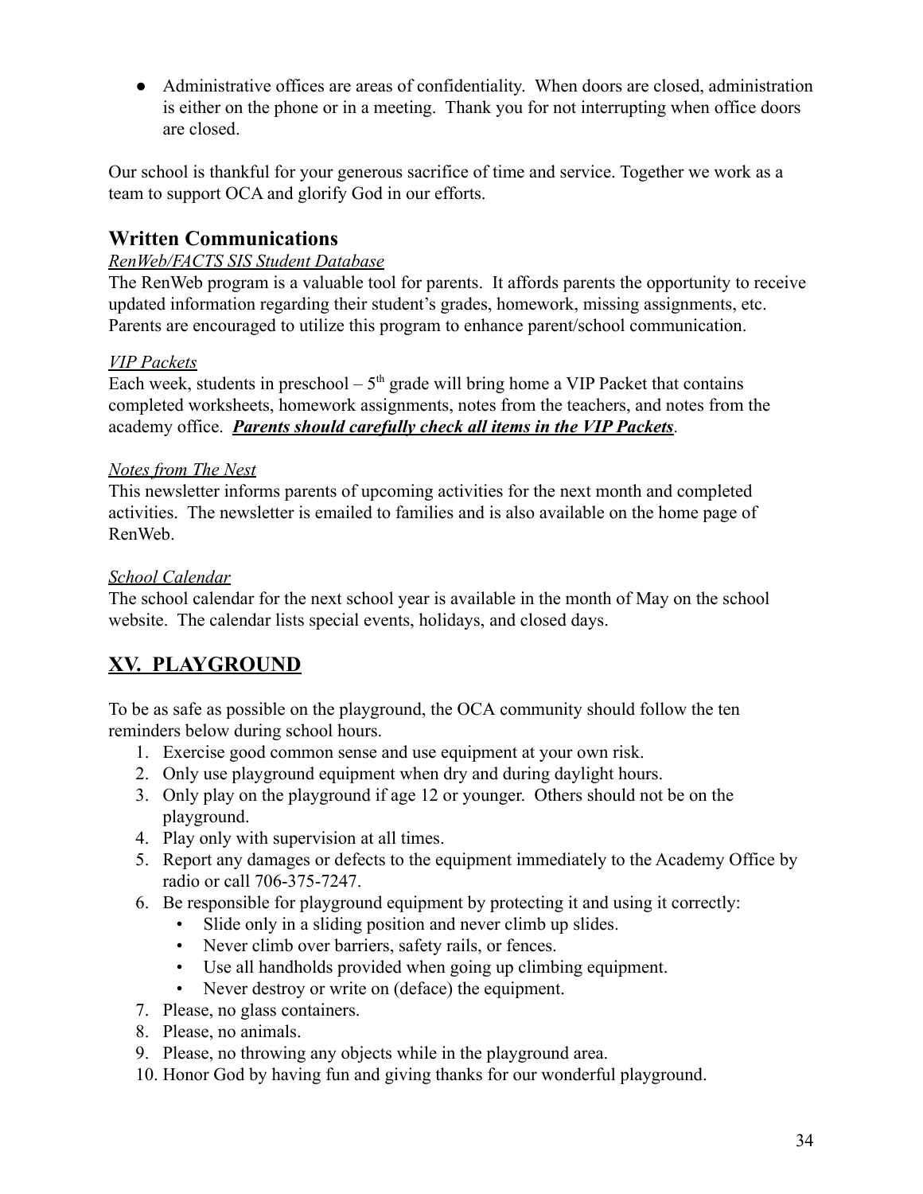- Administrative offices are areas of confidentiality. When doors are closed, administration is either on the phone or in a meeting. Thank you for not interrupting when office doors are closed.

Our school is thankful for your generous sacrifice of time and service. Together we work as a team to support OCA and glorify God in our efforts.

## Written Communications

*RenWeb/FACTS SIS Student Database*

The RenWeb program is a valuable tool for parents. It affords parents the opportunity to receive updated information regarding their student's grades, homework, missing assignments, etc. Parents are encouraged to utilize this program to enhance parent/school communication.

*VIP Packets*

Each week, students in preschool – 5th grade will bring home a VIP Packet that contains completed worksheets, homework assignments, notes from the teachers, and notes from the academy office. ***Parents should carefully check all items in the VIP Packets***.

*Notes from The Nest*

This newsletter informs parents of upcoming activities for the next month and completed activities. The newsletter is emailed to families and is also available on the home page of RenWeb.

*School Calendar*

The school calendar for the next school year is available in the month of May on the school website. The calendar lists special events, holidays, and closed days.

# XV. PLAYGROUND

To be as safe as possible on the playground, the OCA community should follow the ten reminders below during school hours.

1. Exercise good common sense and use equipment at your own risk.
2. Only use playground equipment when dry and during daylight hours.
3. Only play on the playground if age 12 or younger. Others should not be on the playground.
4. Play only with supervision at all times.
5. Report any damages or defects to the equipment immediately to the Academy Office by radio or call 706-375-7247.
6. Be responsible for playground equipment by protecting it and using it correctly:
   - Slide only in a sliding position and never climb up slides.
   - Never climb over barriers, safety rails, or fences.
   - Use all handholds provided when going up climbing equipment.
   - Never destroy or write on (deface) the equipment.
7. Please, no glass containers.
8. Please, no animals.
9. Please, no throwing any objects while in the playground area.
10. Honor God by having fun and giving thanks for our wonderful playground.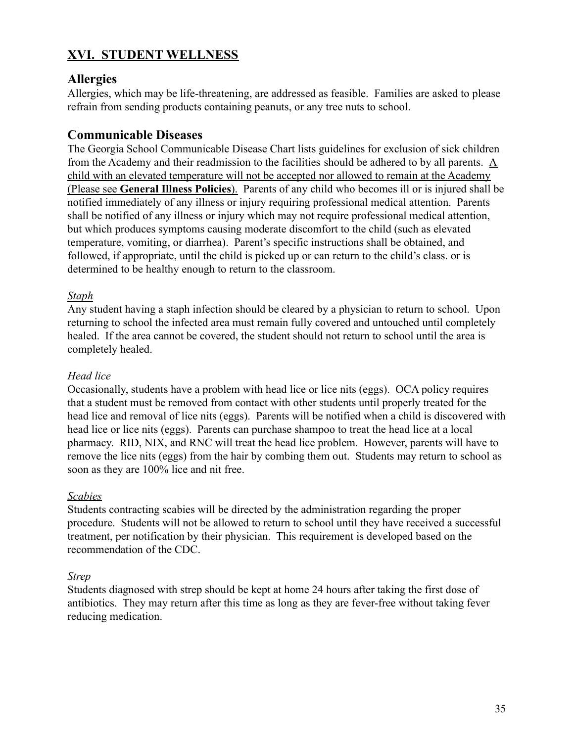# XVI. STUDENT WELLNESS

## Allergies

Allergies, which may be life-threatening, are addressed as feasible. Families are asked to please refrain from sending products containing peanuts, or any tree nuts to school.

## Communicable Diseases

The Georgia School Communicable Disease Chart lists guidelines for exclusion of sick children from the Academy and their readmission to the facilities should be adhered to by all parents. A child with an elevated temperature will not be accepted nor allowed to remain at the Academy (Please see **General Illness Policies**). Parents of any child who becomes ill or is injured shall be notified immediately of any illness or injury requiring professional medical attention. Parents shall be notified of any illness or injury which may not require professional medical attention, but which produces symptoms causing moderate discomfort to the child (such as elevated temperature, vomiting, or diarrhea). Parent's specific instructions shall be obtained, and followed, if appropriate, until the child is picked up or can return to the child's class. or is determined to be healthy enough to return to the classroom.

*Staph*

Any student having a staph infection should be cleared by a physician to return to school. Upon returning to school the infected area must remain fully covered and untouched until completely healed. If the area cannot be covered, the student should not return to school until the area is completely healed.

*Head lice*

Occasionally, students have a problem with head lice or lice nits (eggs). OCA policy requires that a student must be removed from contact with other students until properly treated for the head lice and removal of lice nits (eggs). Parents will be notified when a child is discovered with head lice or lice nits (eggs). Parents can purchase shampoo to treat the head lice at a local pharmacy. RID, NIX, and RNC will treat the head lice problem. However, parents will have to remove the lice nits (eggs) from the hair by combing them out. Students may return to school as soon as they are 100% lice and nit free.

*Scabies*

Students contracting scabies will be directed by the administration regarding the proper procedure. Students will not be allowed to return to school until they have received a successful treatment, per notification by their physician. This requirement is developed based on the recommendation of the CDC.

*Strep*

Students diagnosed with strep should be kept at home 24 hours after taking the first dose of antibiotics. They may return after this time as long as they are fever-free without taking fever reducing medication.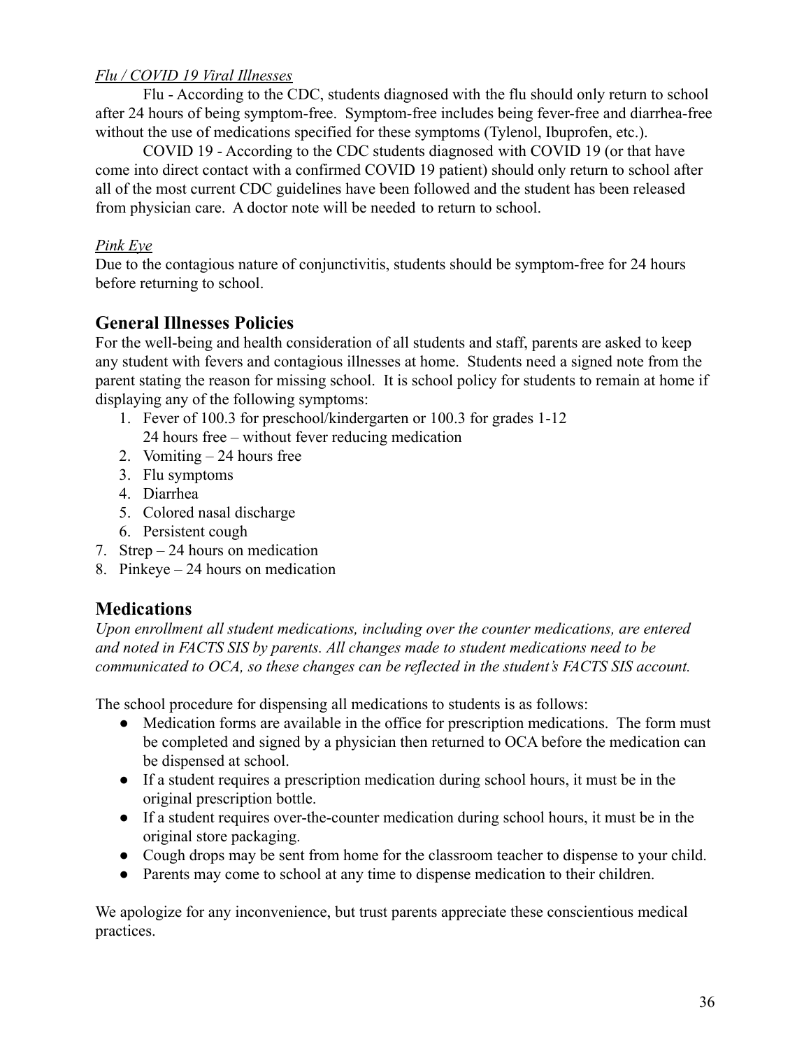*Flu / COVID 19 Viral Illnesses*

Flu - According to the CDC, students diagnosed with the flu should only return to school after 24 hours of being symptom-free. Symptom-free includes being fever-free and diarrhea-free without the use of medications specified for these symptoms (Tylenol, Ibuprofen, etc.).

COVID 19 - According to the CDC students diagnosed with COVID 19 (or that have come into direct contact with a confirmed COVID 19 patient) should only return to school after all of the most current CDC guidelines have been followed and the student has been released from physician care. A doctor note will be needed to return to school.

*Pink Eye*

Due to the contagious nature of conjunctivitis, students should be symptom-free for 24 hours before returning to school.

## General Illnesses Policies

For the well-being and health consideration of all students and staff, parents are asked to keep any student with fevers and contagious illnesses at home. Students need a signed note from the parent stating the reason for missing school. It is school policy for students to remain at home if displaying any of the following symptoms:

1. Fever of 100.3 for preschool/kindergarten or 100.3 for grades 1-12
   24 hours free – without fever reducing medication
2. Vomiting – 24 hours free
3. Flu symptoms
4. Diarrhea
5. Colored nasal discharge
6. Persistent cough
7. Strep – 24 hours on medication
8. Pinkeye – 24 hours on medication

## Medications

*Upon enrollment all student medications, including over the counter medications, are entered and noted in FACTS SIS by parents. All changes made to student medications need to be communicated to OCA, so these changes can be reflected in the student's FACTS SIS account.*

The school procedure for dispensing all medications to students is as follows:

- Medication forms are available in the office for prescription medications. The form must be completed and signed by a physician then returned to OCA before the medication can be dispensed at school.
- If a student requires a prescription medication during school hours, it must be in the original prescription bottle.
- If a student requires over-the-counter medication during school hours, it must be in the original store packaging.
- Cough drops may be sent from home for the classroom teacher to dispense to your child.
- Parents may come to school at any time to dispense medication to their children.

We apologize for any inconvenience, but trust parents appreciate these conscientious medical practices.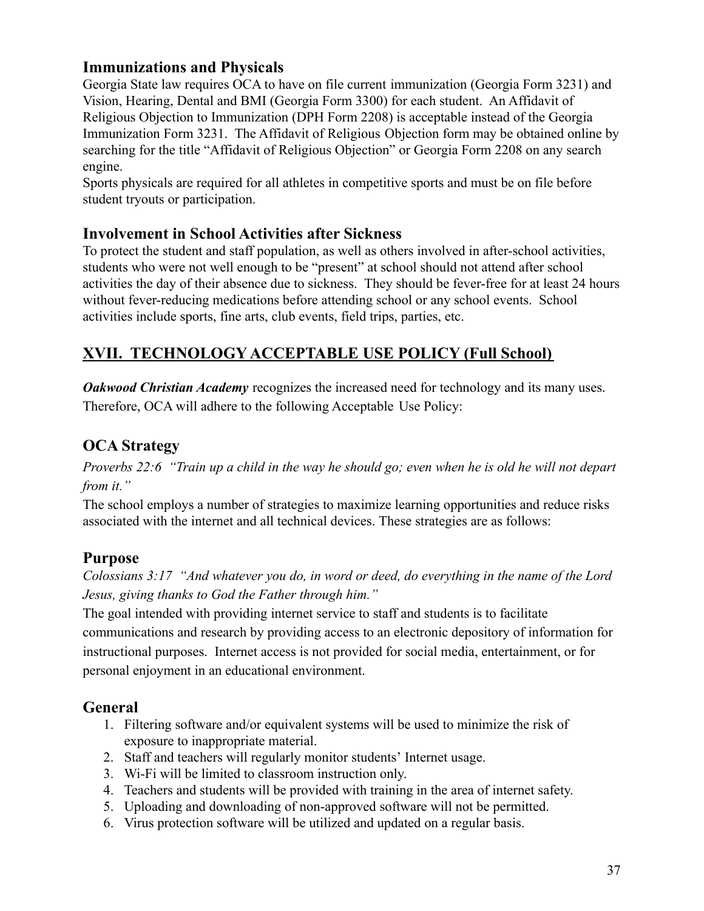### Immunizations and Physicals

Georgia State law requires OCA to have on file current immunization (Georgia Form 3231) and Vision, Hearing, Dental and BMI (Georgia Form 3300) for each student. An Affidavit of Religious Objection to Immunization (DPH Form 2208) is acceptable instead of the Georgia Immunization Form 3231. The Affidavit of Religious Objection form may be obtained online by searching for the title "Affidavit of Religious Objection" or Georgia Form 2208 on any search engine.

Sports physicals are required for all athletes in competitive sports and must be on file before student tryouts or participation.

### Involvement in School Activities after Sickness

To protect the student and staff population, as well as others involved in after-school activities, students who were not well enough to be "present" at school should not attend after school activities the day of their absence due to sickness. They should be fever-free for at least 24 hours without fever-reducing medications before attending school or any school events. School activities include sports, fine arts, club events, field trips, parties, etc.

## XVII. TECHNOLOGY ACCEPTABLE USE POLICY (Full School)

***Oakwood Christian Academy*** recognizes the increased need for technology and its many uses. Therefore, OCA will adhere to the following Acceptable Use Policy:

### OCA Strategy

*Proverbs 22:6 "Train up a child in the way he should go; even when he is old he will not depart from it."*

The school employs a number of strategies to maximize learning opportunities and reduce risks associated with the internet and all technical devices. These strategies are as follows:

### Purpose

*Colossians 3:17 "And whatever you do, in word or deed, do everything in the name of the Lord Jesus, giving thanks to God the Father through him."*

The goal intended with providing internet service to staff and students is to facilitate communications and research by providing access to an electronic depository of information for instructional purposes. Internet access is not provided for social media, entertainment, or for personal enjoyment in an educational environment.

### General

1. Filtering software and/or equivalent systems will be used to minimize the risk of exposure to inappropriate material.
2. Staff and teachers will regularly monitor students' Internet usage.
3. Wi-Fi will be limited to classroom instruction only.
4. Teachers and students will be provided with training in the area of internet safety.
5. Uploading and downloading of non-approved software will not be permitted.
6. Virus protection software will be utilized and updated on a regular basis.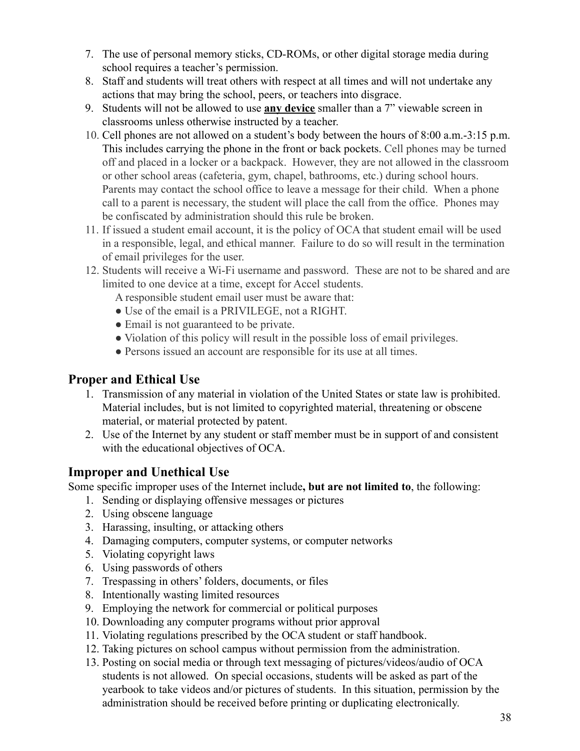7. The use of personal memory sticks, CD-ROMs, or other digital storage media during school requires a teacher's permission.
8. Staff and students will treat others with respect at all times and will not undertake any actions that may bring the school, peers, or teachers into disgrace.
9. Students will not be allowed to use **<u>any device</u>** smaller than a 7" viewable screen in classrooms unless otherwise instructed by a teacher.
10. Cell phones are not allowed on a student's body between the hours of 8:00 a.m.-3:15 p.m. This includes carrying the phone in the front or back pockets. Cell phones may be turned off and placed in a locker or a backpack. However, they are not allowed in the classroom or other school areas (cafeteria, gym, chapel, bathrooms, etc.) during school hours. Parents may contact the school office to leave a message for their child. When a phone call to a parent is necessary, the student will place the call from the office. Phones may be confiscated by administration should this rule be broken.
11. If issued a student email account, it is the policy of OCA that student email will be used in a responsible, legal, and ethical manner. Failure to do so will result in the termination of email privileges for the user.
12. Students will receive a Wi-Fi username and password. These are not to be shared and are limited to one device at a time, except for Accel students.

    A responsible student email user must be aware that:
    - Use of the email is a PRIVILEGE, not a RIGHT.
    - Email is not guaranteed to be private.
    - Violation of this policy will result in the possible loss of email privileges.
    - Persons issued an account are responsible for its use at all times.

## Proper and Ethical Use

1. Transmission of any material in violation of the United States or state law is prohibited. Material includes, but is not limited to copyrighted material, threatening or obscene material, or material protected by patent.
2. Use of the Internet by any student or staff member must be in support of and consistent with the educational objectives of OCA.

## Improper and Unethical Use

Some specific improper uses of the Internet include**, but are not limited to**, the following:

1. Sending or displaying offensive messages or pictures
2. Using obscene language
3. Harassing, insulting, or attacking others
4. Damaging computers, computer systems, or computer networks
5. Violating copyright laws
6. Using passwords of others
7. Trespassing in others' folders, documents, or files
8. Intentionally wasting limited resources
9. Employing the network for commercial or political purposes
10. Downloading any computer programs without prior approval
11. Violating regulations prescribed by the OCA student or staff handbook.
12. Taking pictures on school campus without permission from the administration.
13. Posting on social media or through text messaging of pictures/videos/audio of OCA students is not allowed. On special occasions, students will be asked as part of the yearbook to take videos and/or pictures of students. In this situation, permission by the administration should be received before printing or duplicating electronically.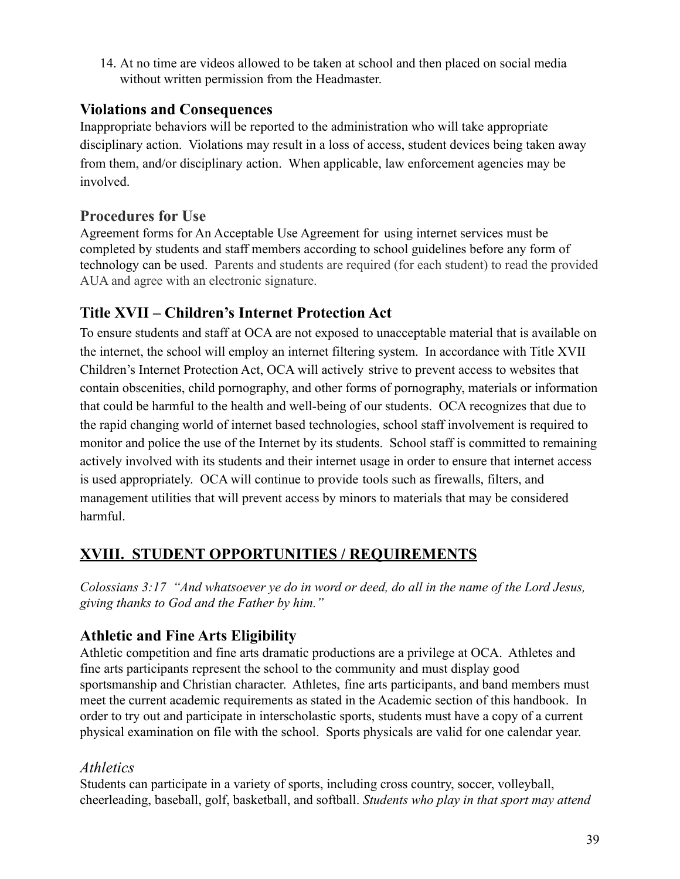14. At no time are videos allowed to be taken at school and then placed on social media without written permission from the Headmaster.

### Violations and Consequences

Inappropriate behaviors will be reported to the administration who will take appropriate disciplinary action. Violations may result in a loss of access, student devices being taken away from them, and/or disciplinary action. When applicable, law enforcement agencies may be involved.

### Procedures for Use

Agreement forms for An Acceptable Use Agreement for using internet services must be completed by students and staff members according to school guidelines before any form of technology can be used. Parents and students are required (for each student) to read the provided AUA and agree with an electronic signature.

### Title XVII – Children's Internet Protection Act

To ensure students and staff at OCA are not exposed to unacceptable material that is available on the internet, the school will employ an internet filtering system. In accordance with Title XVII Children's Internet Protection Act, OCA will actively strive to prevent access to websites that contain obscenities, child pornography, and other forms of pornography, materials or information that could be harmful to the health and well-being of our students. OCA recognizes that due to the rapid changing world of internet based technologies, school staff involvement is required to monitor and police the use of the Internet by its students. School staff is committed to remaining actively involved with its students and their internet usage in order to ensure that internet access is used appropriately. OCA will continue to provide tools such as firewalls, filters, and management utilities that will prevent access by minors to materials that may be considered harmful.

## XVIII. STUDENT OPPORTUNITIES / REQUIREMENTS

*Colossians 3:17 "And whatsoever ye do in word or deed, do all in the name of the Lord Jesus, giving thanks to God and the Father by him."*

### Athletic and Fine Arts Eligibility

Athletic competition and fine arts dramatic productions are a privilege at OCA. Athletes and fine arts participants represent the school to the community and must display good sportsmanship and Christian character. Athletes, fine arts participants, and band members must meet the current academic requirements as stated in the Academic section of this handbook. In order to try out and participate in interscholastic sports, students must have a copy of a current physical examination on file with the school. Sports physicals are valid for one calendar year.

#### *Athletics*

Students can participate in a variety of sports, including cross country, soccer, volleyball, cheerleading, baseball, golf, basketball, and softball. *Students who play in that sport may attend*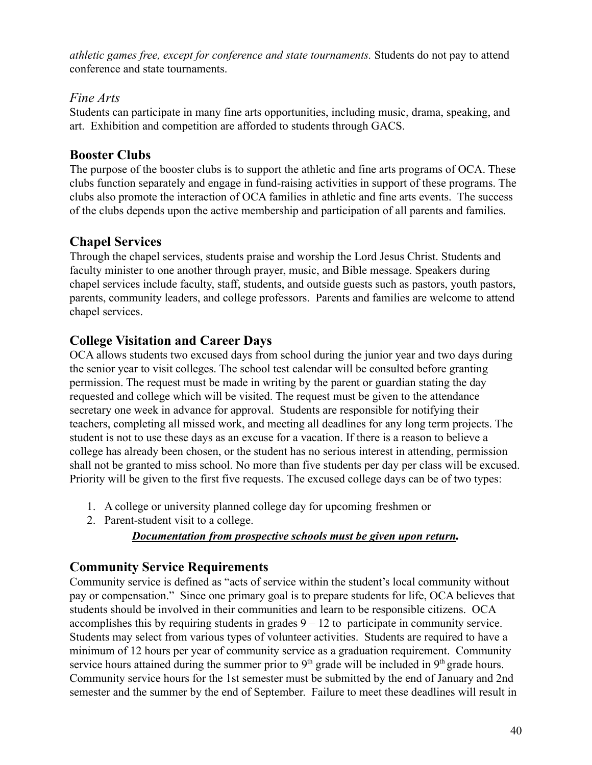*athletic games free, except for conference and state tournaments.* Students do not pay to attend conference and state tournaments.

### *Fine Arts*

Students can participate in many fine arts opportunities, including music, drama, speaking, and art. Exhibition and competition are afforded to students through GACS.

## Booster Clubs

The purpose of the booster clubs is to support the athletic and fine arts programs of OCA. These clubs function separately and engage in fund-raising activities in support of these programs. The clubs also promote the interaction of OCA families in athletic and fine arts events. The success of the clubs depends upon the active membership and participation of all parents and families.

## Chapel Services

Through the chapel services, students praise and worship the Lord Jesus Christ. Students and faculty minister to one another through prayer, music, and Bible message. Speakers during chapel services include faculty, staff, students, and outside guests such as pastors, youth pastors, parents, community leaders, and college professors. Parents and families are welcome to attend chapel services.

## College Visitation and Career Days

OCA allows students two excused days from school during the junior year and two days during the senior year to visit colleges. The school test calendar will be consulted before granting permission. The request must be made in writing by the parent or guardian stating the day requested and college which will be visited. The request must be given to the attendance secretary one week in advance for approval. Students are responsible for notifying their teachers, completing all missed work, and meeting all deadlines for any long term projects. The student is not to use these days as an excuse for a vacation. If there is a reason to believe a college has already been chosen, or the student has no serious interest in attending, permission shall not be granted to miss school. No more than five students per day per class will be excused. Priority will be given to the first five requests. The excused college days can be of two types:

1. A college or university planned college day for upcoming freshmen or
2. Parent-student visit to a college.

***Documentation from prospective schools must be given upon return.***

## Community Service Requirements

Community service is defined as "acts of service within the student's local community without pay or compensation." Since one primary goal is to prepare students for life, OCA believes that students should be involved in their communities and learn to be responsible citizens. OCA accomplishes this by requiring students in grades 9 – 12 to participate in community service. Students may select from various types of volunteer activities. Students are required to have a minimum of 12 hours per year of community service as a graduation requirement. Community service hours attained during the summer prior to 9th grade will be included in 9th grade hours. Community service hours for the 1st semester must be submitted by the end of January and 2nd semester and the summer by the end of September. Failure to meet these deadlines will result in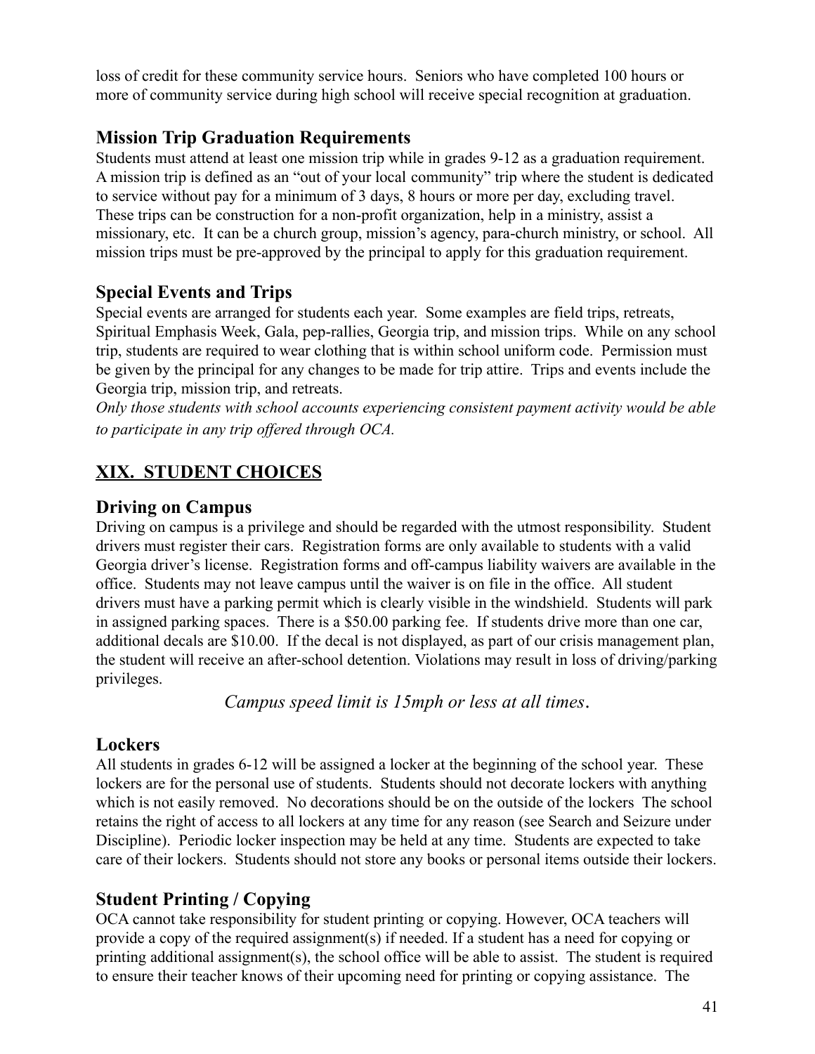loss of credit for these community service hours. Seniors who have completed 100 hours or more of community service during high school will receive special recognition at graduation.

### Mission Trip Graduation Requirements

Students must attend at least one mission trip while in grades 9-12 as a graduation requirement. A mission trip is defined as an "out of your local community" trip where the student is dedicated to service without pay for a minimum of 3 days, 8 hours or more per day, excluding travel. These trips can be construction for a non-profit organization, help in a ministry, assist a missionary, etc. It can be a church group, mission's agency, para-church ministry, or school. All mission trips must be pre-approved by the principal to apply for this graduation requirement.

### Special Events and Trips

Special events are arranged for students each year. Some examples are field trips, retreats, Spiritual Emphasis Week, Gala, pep-rallies, Georgia trip, and mission trips. While on any school trip, students are required to wear clothing that is within school uniform code. Permission must be given by the principal for any changes to be made for trip attire. Trips and events include the Georgia trip, mission trip, and retreats.

*Only those students with school accounts experiencing consistent payment activity would be able to participate in any trip offered through OCA.*

## XIX. STUDENT CHOICES

### Driving on Campus

Driving on campus is a privilege and should be regarded with the utmost responsibility. Student drivers must register their cars. Registration forms are only available to students with a valid Georgia driver's license. Registration forms and off-campus liability waivers are available in the office. Students may not leave campus until the waiver is on file in the office. All student drivers must have a parking permit which is clearly visible in the windshield. Students will park in assigned parking spaces. There is a $50.00 parking fee. If students drive more than one car, additional decals are $10.00. If the decal is not displayed, as part of our crisis management plan, the student will receive an after-school detention. Violations may result in loss of driving/parking privileges.

*Campus speed limit is 15mph or less at all times.*

### Lockers

All students in grades 6-12 will be assigned a locker at the beginning of the school year. These lockers are for the personal use of students. Students should not decorate lockers with anything which is not easily removed. No decorations should be on the outside of the lockers The school retains the right of access to all lockers at any time for any reason (see Search and Seizure under Discipline). Periodic locker inspection may be held at any time. Students are expected to take care of their lockers. Students should not store any books or personal items outside their lockers.

### Student Printing / Copying

OCA cannot take responsibility for student printing or copying. However, OCA teachers will provide a copy of the required assignment(s) if needed. If a student has a need for copying or printing additional assignment(s), the school office will be able to assist. The student is required to ensure their teacher knows of their upcoming need for printing or copying assistance. The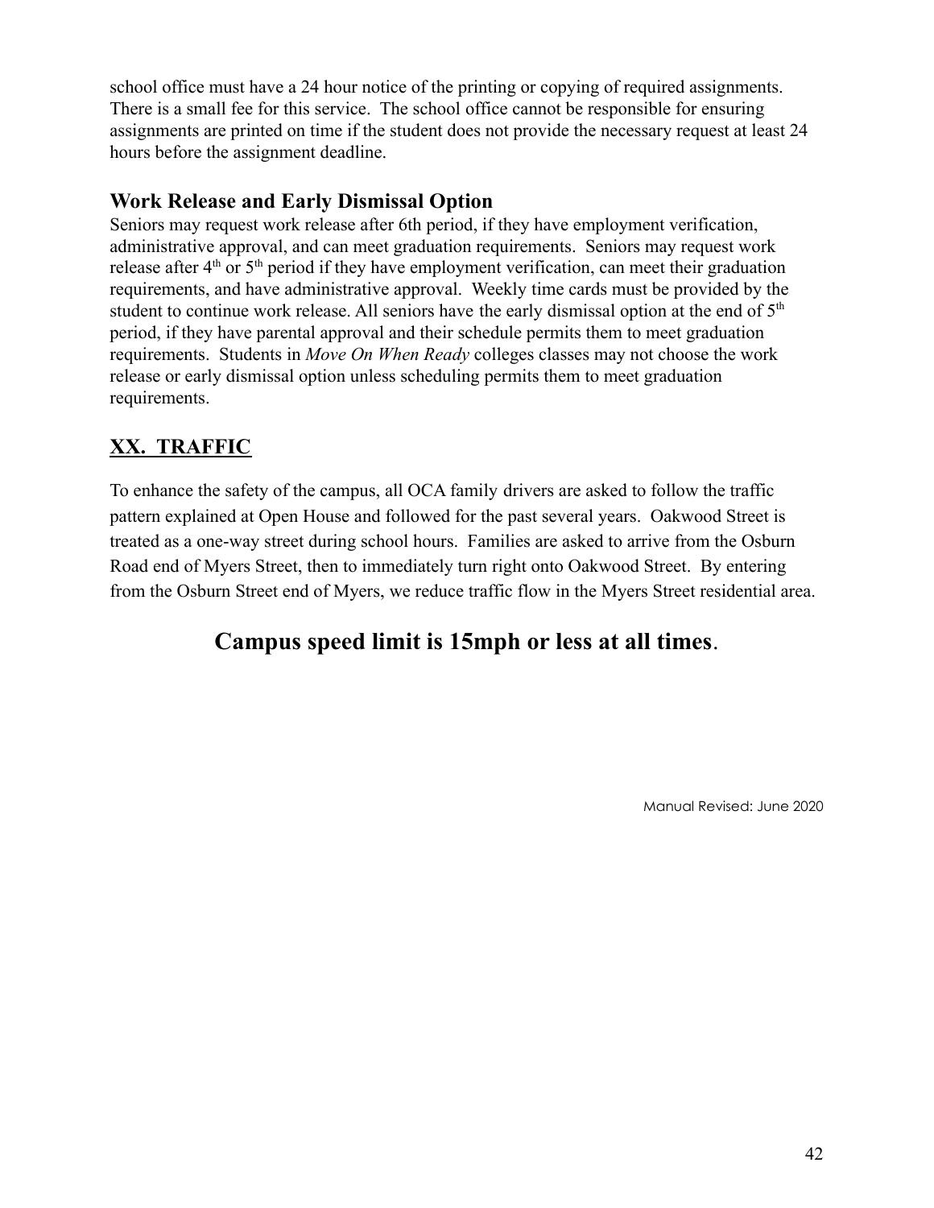school office must have a 24 hour notice of the printing or copying of required assignments. There is a small fee for this service. The school office cannot be responsible for ensuring assignments are printed on time if the student does not provide the necessary request at least 24 hours before the assignment deadline.

### Work Release and Early Dismissal Option

Seniors may request work release after 6th period, if they have employment verification, administrative approval, and can meet graduation requirements. Seniors may request work release after 4th or 5th period if they have employment verification, can meet their graduation requirements, and have administrative approval. Weekly time cards must be provided by the student to continue work release. All seniors have the early dismissal option at the end of 5th period, if they have parental approval and their schedule permits them to meet graduation requirements. Students in *Move On When Ready* colleges classes may not choose the work release or early dismissal option unless scheduling permits them to meet graduation requirements.

## XX. TRAFFIC

To enhance the safety of the campus, all OCA family drivers are asked to follow the traffic pattern explained at Open House and followed for the past several years. Oakwood Street is treated as a one-way street during school hours. Families are asked to arrive from the Osburn Road end of Myers Street, then to immediately turn right onto Oakwood Street. By entering from the Osburn Street end of Myers, we reduce traffic flow in the Myers Street residential area.

## **Campus speed limit is 15mph or less at all times**.

Manual Revised: June 2020